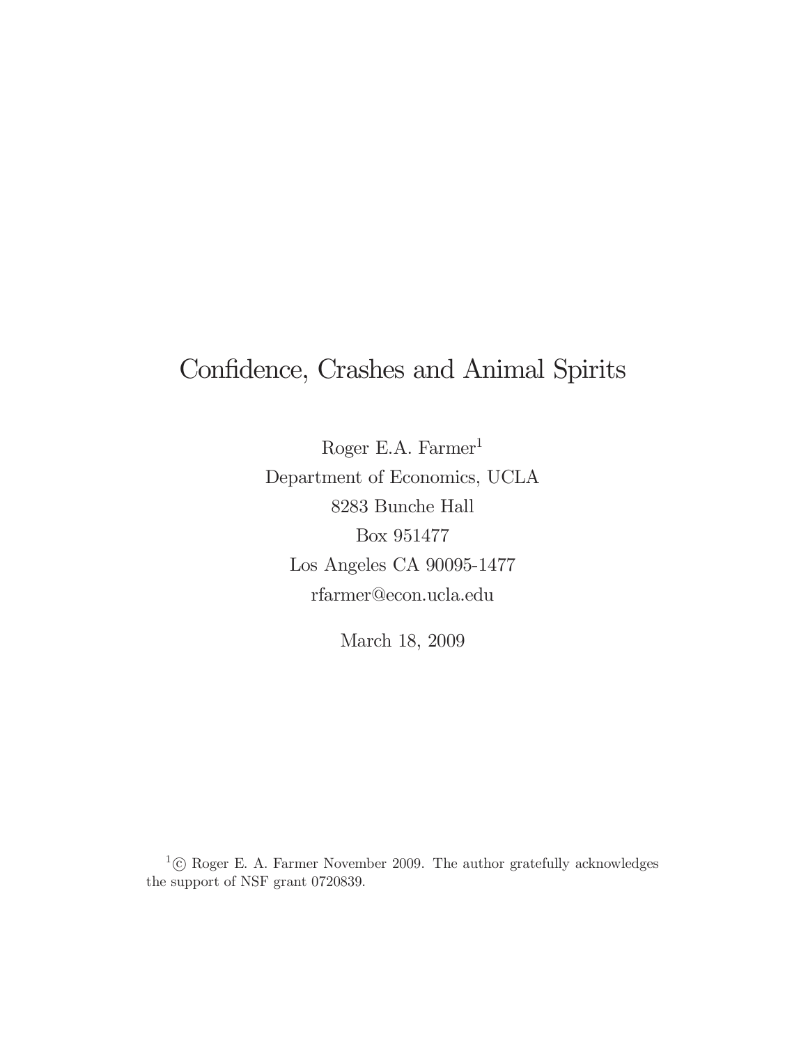# Confidence, Crashes and Animal Spirits

Roger E.A. Farmer[1]

Department of Economics, UCLA

8283 Bunche Hall

Box 951477

Los Angeles CA 90095-1477

rfarmer@econ.ucla.edu

March 18, 2009

[1] © Roger E. A. Farmer November 2009. The author gratefully acknowledges the support of NSF grant 0720839.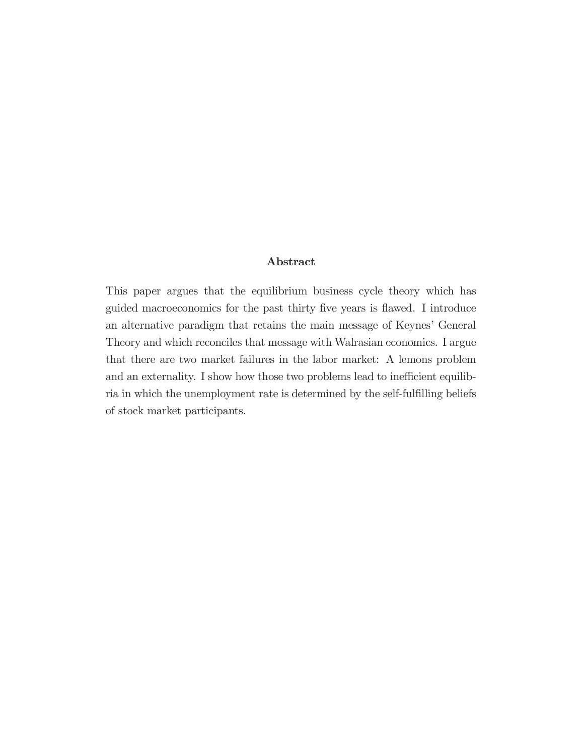## Abstract

This paper argues that the equilibrium business cycle theory which has guided macroeconomics for the past thirty five years is flawed. I introduce an alternative paradigm that retains the main message of Keynes' General Theory and which reconciles that message with Walrasian economics. I argue that there are two market failures in the labor market: A lemons problem and an externality. I show how those two problems lead to inefficient equilibria in which the unemployment rate is determined by the self-fulfilling beliefs of stock market participants.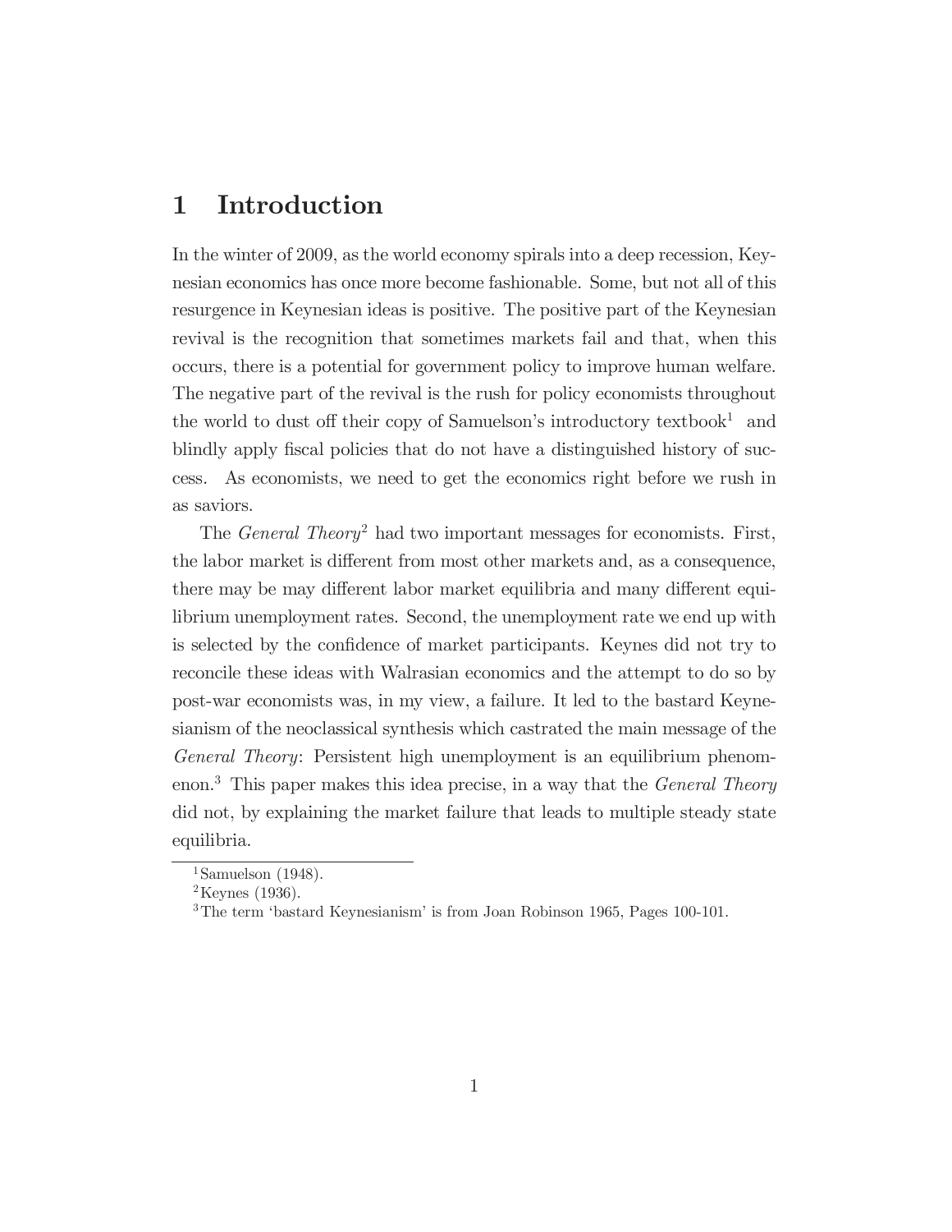# 1 Introduction

In the winter of 2009, as the world economy spirals into a deep recession, Keynesian economics has once more become fashionable. Some, but not all of this resurgence in Keynesian ideas is positive. The positive part of the Keynesian revival is the recognition that sometimes markets fail and that, when this occurs, there is a potential for government policy to improve human welfare. The negative part of the revival is the rush for policy economists throughout the world to dust off their copy of Samuelson's introductory textbook[1] and blindly apply fiscal policies that do not have a distinguished history of success. As economists, we need to get the economics right before we rush in as saviors.

The *General Theory*[2] had two important messages for economists. First, the labor market is different from most other markets and, as a consequence, there may be may different labor market equilibria and many different equilibrium unemployment rates. Second, the unemployment rate we end up with is selected by the confidence of market participants. Keynes did not try to reconcile these ideas with Walrasian economics and the attempt to do so by post-war economists was, in my view, a failure. It led to the bastard Keynesianism of the neoclassical synthesis which castrated the main message of the *General Theory*: Persistent high unemployment is an equilibrium phenomenon.[3] This paper makes this idea precise, in a way that the *General Theory* did not, by explaining the market failure that leads to multiple steady state equilibria.

[1] Samuelson (1948).

[2] Keynes (1936).

[3] The term 'bastard Keynesianism' is from Joan Robinson 1965, Pages 100-101.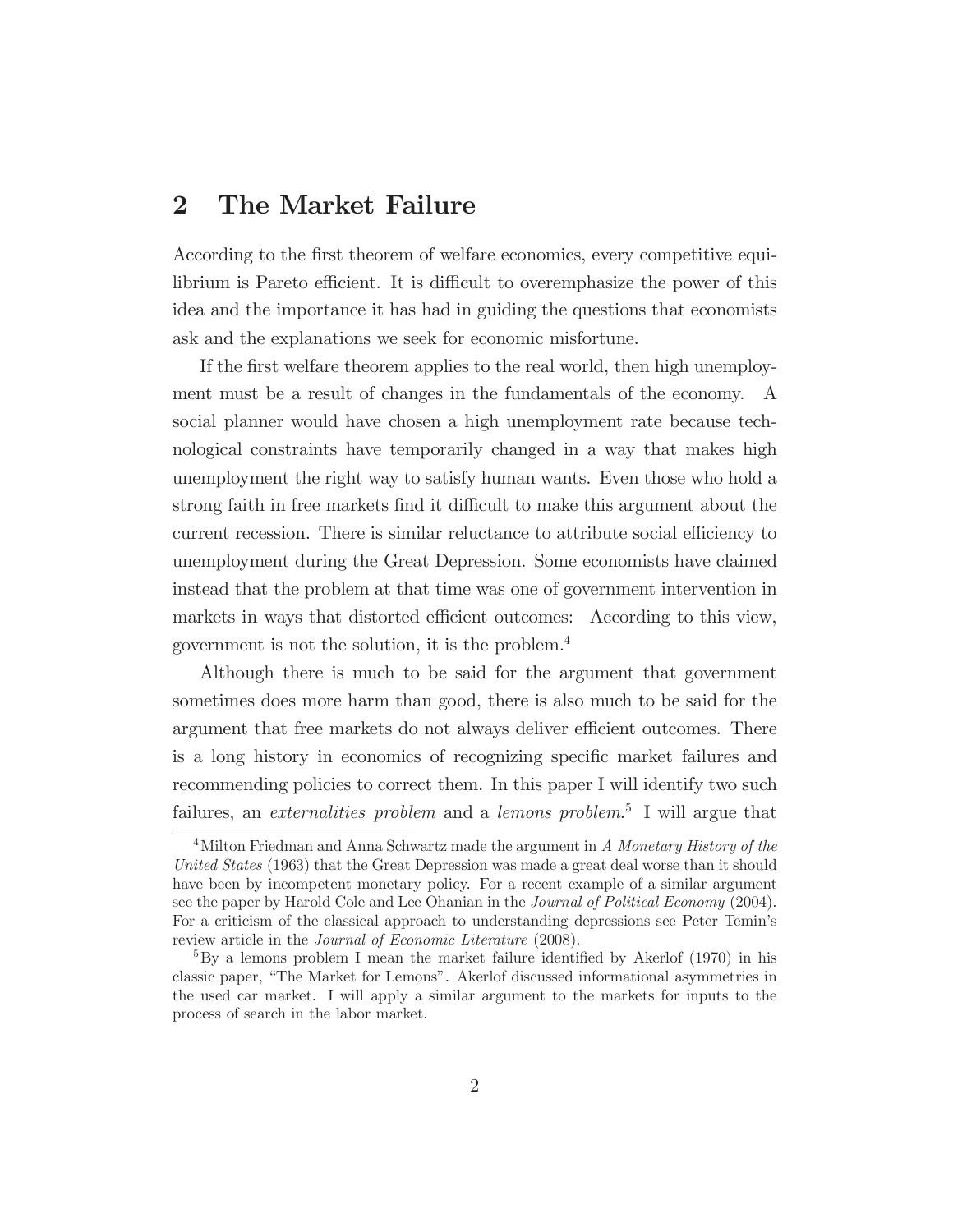## 2 The Market Failure

According to the first theorem of welfare economics, every competitive equilibrium is Pareto efficient. It is difficult to overemphasize the power of this idea and the importance it has had in guiding the questions that economists ask and the explanations we seek for economic misfortune.

If the first welfare theorem applies to the real world, then high unemployment must be a result of changes in the fundamentals of the economy. A social planner would have chosen a high unemployment rate because technological constraints have temporarily changed in a way that makes high unemployment the right way to satisfy human wants. Even those who hold a strong faith in free markets find it difficult to make this argument about the current recession. There is similar reluctance to attribute social efficiency to unemployment during the Great Depression. Some economists have claimed instead that the problem at that time was one of government intervention in markets in ways that distorted efficient outcomes: According to this view, government is not the solution, it is the problem.[4]

Although there is much to be said for the argument that government sometimes does more harm than good, there is also much to be said for the argument that free markets do not always deliver efficient outcomes. There is a long history in economics of recognizing specific market failures and recommending policies to correct them. In this paper I will identify two such failures, an *externalities problem* and a *lemons problem*.[5] I will argue that

[4] Milton Friedman and Anna Schwartz made the argument in *A Monetary History of the United States* (1963) that the Great Depression was made a great deal worse than it should have been by incompetent monetary policy. For a recent example of a similar argument see the paper by Harold Cole and Lee Ohanian in the *Journal of Political Economy* (2004). For a criticism of the classical approach to understanding depressions see Peter Temin's review article in the *Journal of Economic Literature* (2008).

[5] By a lemons problem I mean the market failure identified by Akerlof (1970) in his classic paper, "The Market for Lemons". Akerlof discussed informational asymmetries in the used car market. I will apply a similar argument to the markets for inputs to the process of search in the labor market.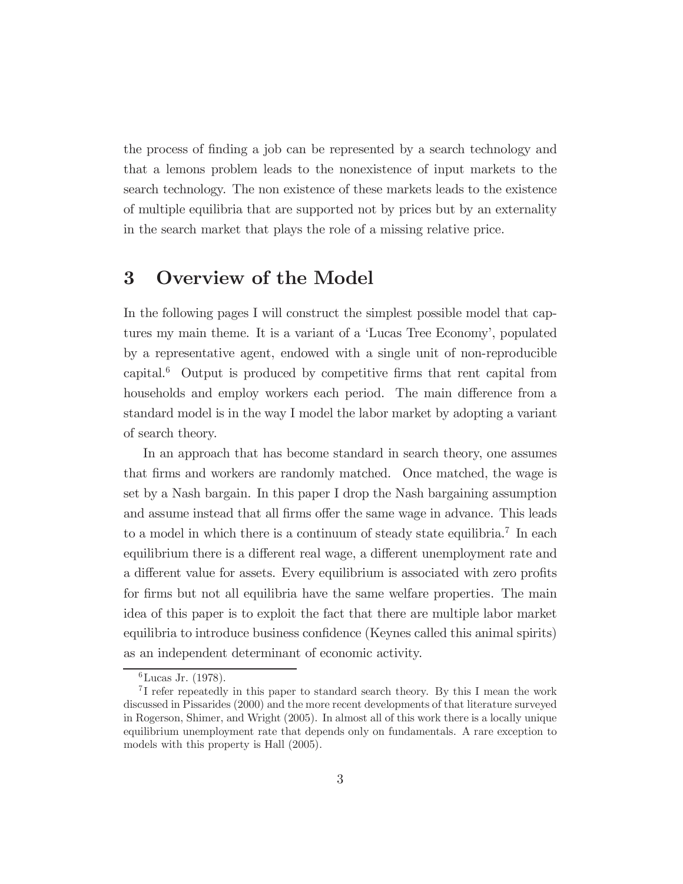the process of finding a job can be represented by a search technology and that a lemons problem leads to the nonexistence of input markets to the search technology. The non existence of these markets leads to the existence of multiple equilibria that are supported not by prices but by an externality in the search market that plays the role of a missing relative price.

# 3 Overview of the Model

In the following pages I will construct the simplest possible model that captures my main theme. It is a variant of a 'Lucas Tree Economy', populated by a representative agent, endowed with a single unit of non-reproducible capital.[6] Output is produced by competitive firms that rent capital from households and employ workers each period. The main difference from a standard model is in the way I model the labor market by adopting a variant of search theory.

In an approach that has become standard in search theory, one assumes that firms and workers are randomly matched. Once matched, the wage is set by a Nash bargain. In this paper I drop the Nash bargaining assumption and assume instead that all firms offer the same wage in advance. This leads to a model in which there is a continuum of steady state equilibria.[7] In each equilibrium there is a different real wage, a different unemployment rate and a different value for assets. Every equilibrium is associated with zero profits for firms but not all equilibria have the same welfare properties. The main idea of this paper is to exploit the fact that there are multiple labor market equilibria to introduce business confidence (Keynes called this animal spirits) as an independent determinant of economic activity.

---

[6] Lucas Jr. (1978).

[7] I refer repeatedly in this paper to standard search theory. By this I mean the work discussed in Pissarides (2000) and the more recent developments of that literature surveyed in Rogerson, Shimer, and Wright (2005). In almost all of this work there is a locally unique equilibrium unemployment rate that depends only on fundamentals. A rare exception to models with this property is Hall (2005).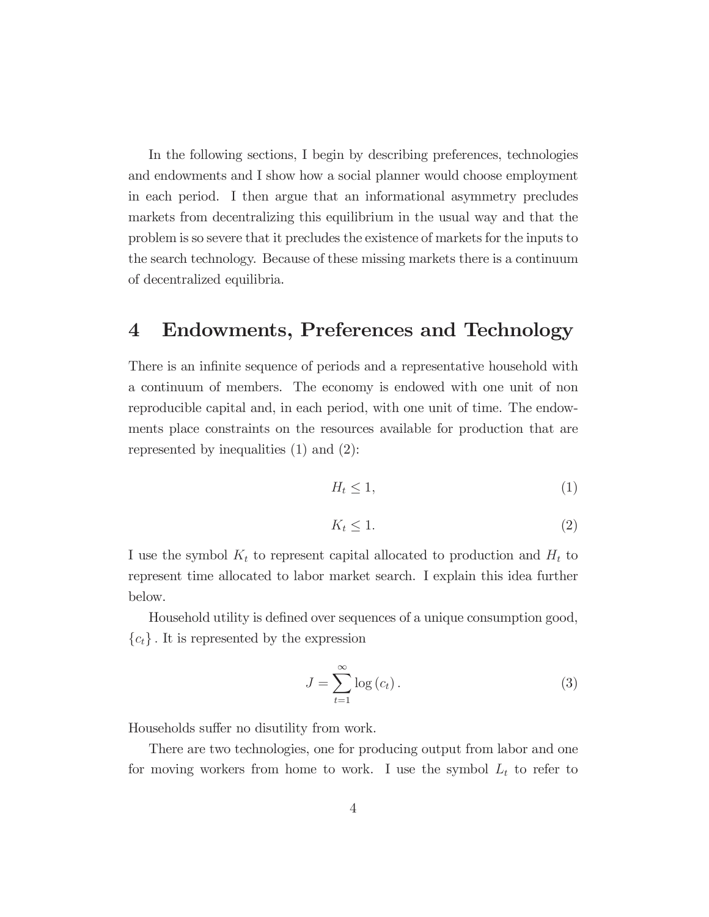In the following sections, I begin by describing preferences, technologies and endowments and I show how a social planner would choose employment in each period. I then argue that an informational asymmetry precludes markets from decentralizing this equilibrium in the usual way and that the problem is so severe that it precludes the existence of markets for the inputs to the search technology. Because of these missing markets there is a continuum of decentralized equilibria.

# 4 Endowments, Preferences and Technology

There is an infinite sequence of periods and a representative household with a continuum of members. The economy is endowed with one unit of non reproducible capital and, in each period, with one unit of time. The endowments place constraints on the resources available for production that are represented by inequalities (1) and (2):

$$H_t \leq 1, \tag{1}$$

$$K_t \leq 1. \tag{2}$$

I use the symbol $K_t$ to represent capital allocated to production and $H_t$ to represent time allocated to labor market search. I explain this idea further below.

Household utility is defined over sequences of a unique consumption good, $\{c_t\}$. It is represented by the expression

$$J = \sum_{t=1}^{\infty} \log (c_t). \tag{3}$$

Households suffer no disutility from work.

There are two technologies, one for producing output from labor and one for moving workers from home to work. I use the symbol $L_t$ to refer to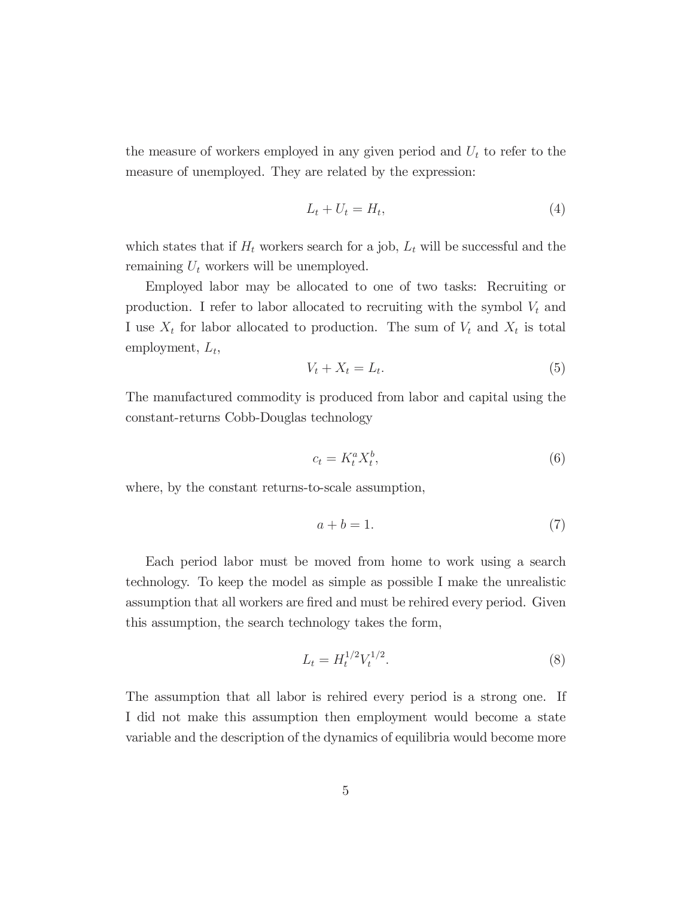the measure of workers employed in any given period and $U_t$ to refer to the measure of unemployed. They are related by the expression:

$$L_t + U_t = H_t, \tag{4}$$

which states that if $H_t$ workers search for a job, $L_t$ will be successful and the remaining $U_t$ workers will be unemployed.

Employed labor may be allocated to one of two tasks: Recruiting or production. I refer to labor allocated to recruiting with the symbol $V_t$ and I use $X_t$ for labor allocated to production. The sum of $V_t$ and $X_t$ is total employment, $L_t$,

$$V_t + X_t = L_t. \tag{5}$$

The manufactured commodity is produced from labor and capital using the constant-returns Cobb-Douglas technology

$$c_t = K_t^a X_t^b, \tag{6}$$

where, by the constant returns-to-scale assumption,

$$a + b = 1. \tag{7}$$

Each period labor must be moved from home to work using a search technology. To keep the model as simple as possible I make the unrealistic assumption that all workers are fired and must be rehired every period. Given this assumption, the search technology takes the form,

$$L_t = H_t^{1/2} V_t^{1/2}. \tag{8}$$

The assumption that all labor is rehired every period is a strong one. If I did not make this assumption then employment would become a state variable and the description of the dynamics of equilibria would become more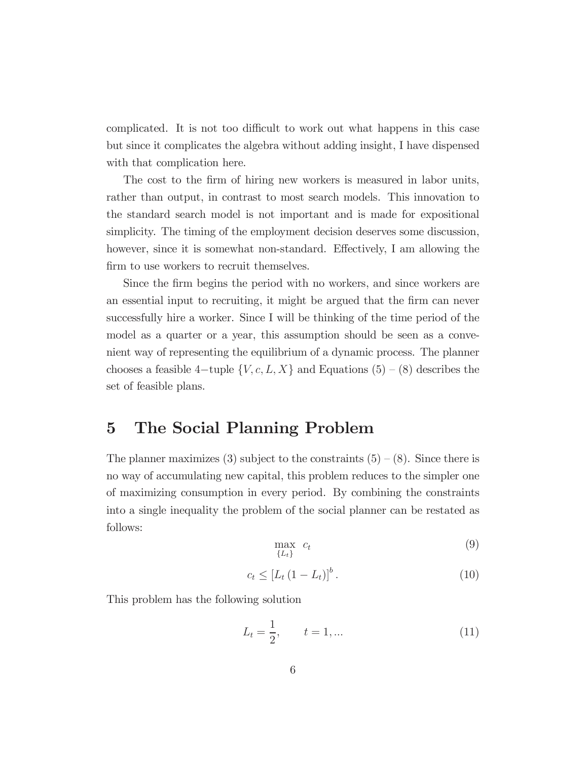complicated. It is not too difficult to work out what happens in this case but since it complicates the algebra without adding insight, I have dispensed with that complication here.

The cost to the firm of hiring new workers is measured in labor units, rather than output, in contrast to most search models. This innovation to the standard search model is not important and is made for expositional simplicity. The timing of the employment decision deserves some discussion, however, since it is somewhat non-standard. Effectively, I am allowing the firm to use workers to recruit themselves.

Since the firm begins the period with no workers, and since workers are an essential input to recruiting, it might be argued that the firm can never successfully hire a worker. Since I will be thinking of the time period of the model as a quarter or a year, this assumption should be seen as a convenient way of representing the equilibrium of a dynamic process. The planner chooses a feasible 4−tuple $\{V, c, L, X\}$ and Equations (5) – (8) describes the set of feasible plans.

# 5 The Social Planning Problem

The planner maximizes (3) subject to the constraints (5) – (8). Since there is no way of accumulating new capital, this problem reduces to the simpler one of maximizing consumption in every period. By combining the constraints into a single inequality the problem of the social planner can be restated as follows:

$$\max_{\{L_t\}} \; c_t \tag{9}$$

$$c_t \leq \left[L_t \left(1 - L_t\right)\right]^b. \tag{10}$$

This problem has the following solution

$$L_t = \frac{1}{2}, \qquad t = 1, ... \tag{11}$$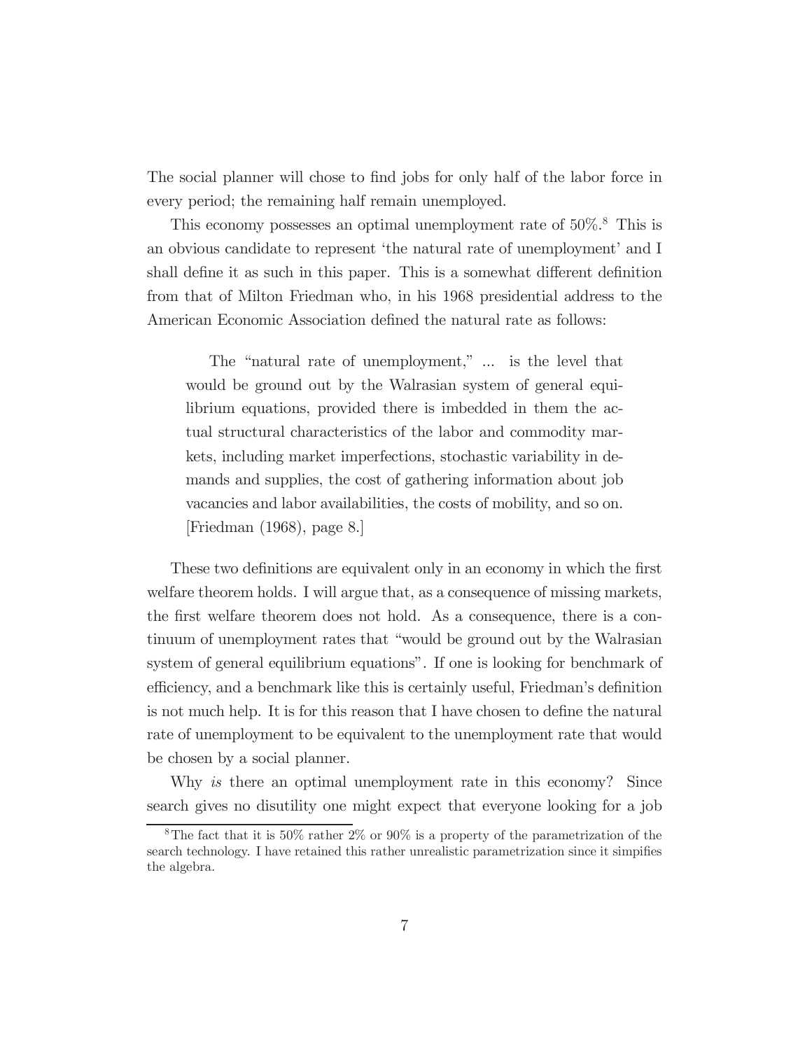The social planner will chose to find jobs for only half of the labor force in every period; the remaining half remain unemployed.

This economy possesses an optimal unemployment rate of 50%.[8] This is an obvious candidate to represent 'the natural rate of unemployment' and I shall define it as such in this paper. This is a somewhat different definition from that of Milton Friedman who, in his 1968 presidential address to the American Economic Association defined the natural rate as follows:

> The "natural rate of unemployment," ... is the level that would be ground out by the Walrasian system of general equilibrium equations, provided there is imbedded in them the actual structural characteristics of the labor and commodity markets, including market imperfections, stochastic variability in demands and supplies, the cost of gathering information about job vacancies and labor availabilities, the costs of mobility, and so on. [Friedman (1968), page 8.]

These two definitions are equivalent only in an economy in which the first welfare theorem holds. I will argue that, as a consequence of missing markets, the first welfare theorem does not hold. As a consequence, there is a continuum of unemployment rates that "would be ground out by the Walrasian system of general equilibrium equations". If one is looking for benchmark of efficiency, and a benchmark like this is certainly useful, Friedman's definition is not much help. It is for this reason that I have chosen to define the natural rate of unemployment to be equivalent to the unemployment rate that would be chosen by a social planner.

Why *is* there an optimal unemployment rate in this economy? Since search gives no disutility one might expect that everyone looking for a job

[8] The fact that it is 50% rather 2% or 90% is a property of the parametrization of the search technology. I have retained this rather unrealistic parametrization since it simpifies the algebra.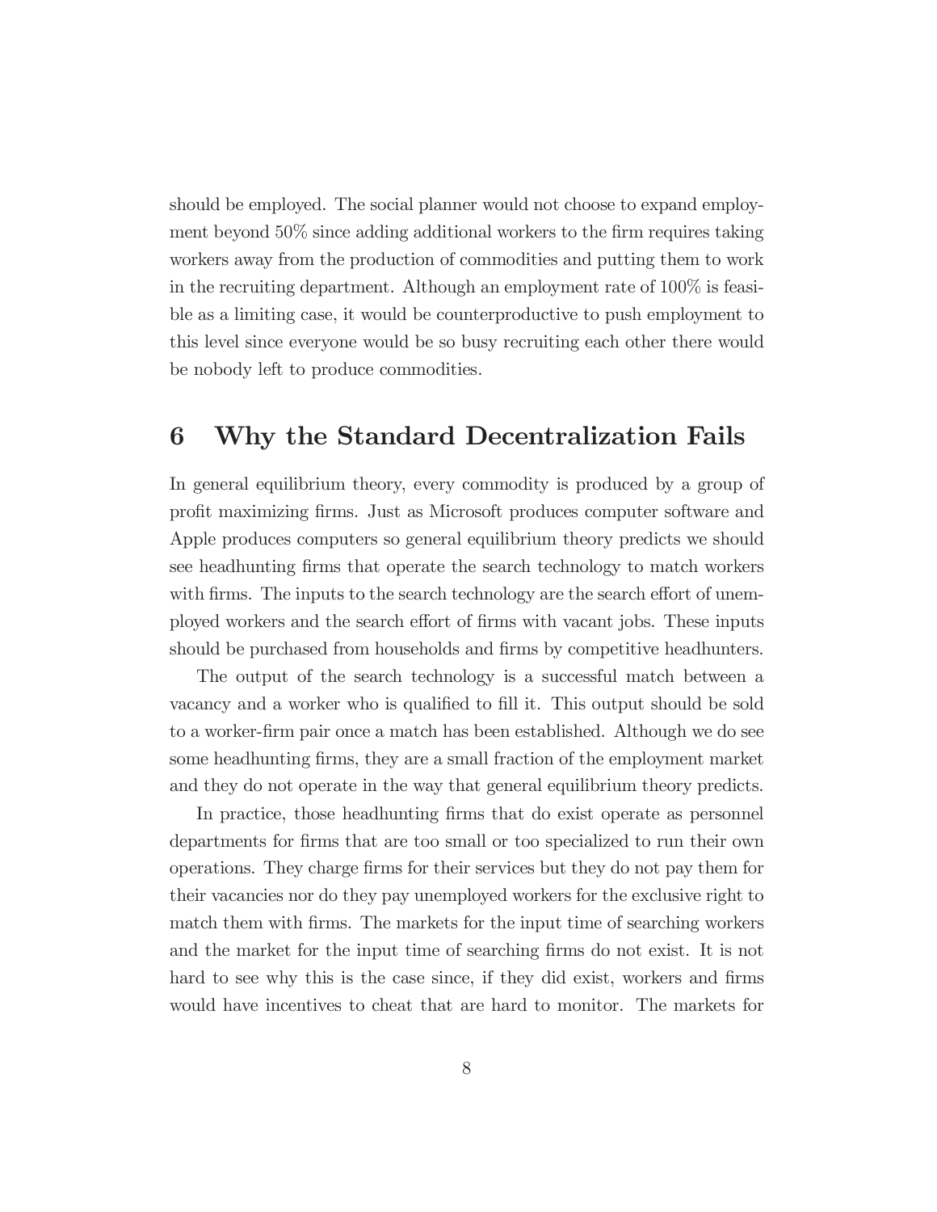should be employed. The social planner would not choose to expand employment beyond 50% since adding additional workers to the firm requires taking workers away from the production of commodities and putting them to work in the recruiting department. Although an employment rate of 100% is feasible as a limiting case, it would be counterproductive to push employment to this level since everyone would be so busy recruiting each other there would be nobody left to produce commodities.

## 6 Why the Standard Decentralization Fails

In general equilibrium theory, every commodity is produced by a group of profit maximizing firms. Just as Microsoft produces computer software and Apple produces computers so general equilibrium theory predicts we should see headhunting firms that operate the search technology to match workers with firms. The inputs to the search technology are the search effort of unemployed workers and the search effort of firms with vacant jobs. These inputs should be purchased from households and firms by competitive headhunters.

The output of the search technology is a successful match between a vacancy and a worker who is qualified to fill it. This output should be sold to a worker-firm pair once a match has been established. Although we do see some headhunting firms, they are a small fraction of the employment market and they do not operate in the way that general equilibrium theory predicts.

In practice, those headhunting firms that do exist operate as personnel departments for firms that are too small or too specialized to run their own operations. They charge firms for their services but they do not pay them for their vacancies nor do they pay unemployed workers for the exclusive right to match them with firms. The markets for the input time of searching workers and the market for the input time of searching firms do not exist. It is not hard to see why this is the case since, if they did exist, workers and firms would have incentives to cheat that are hard to monitor. The markets for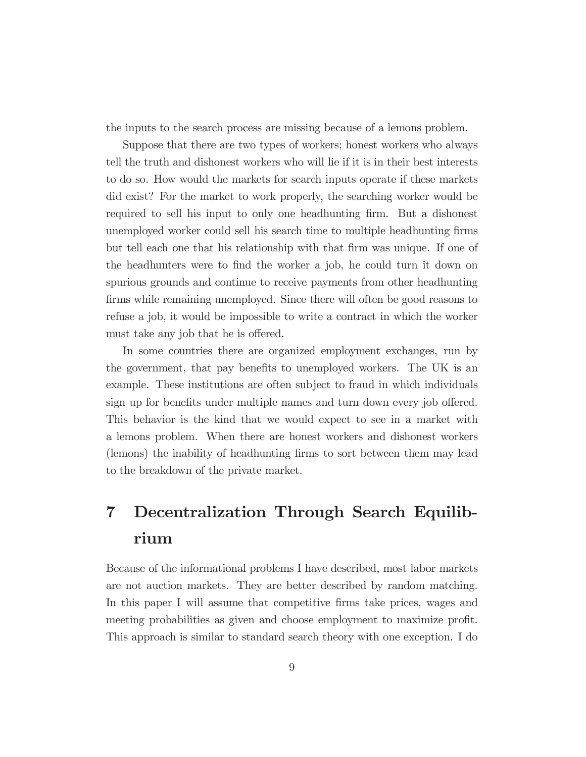the inputs to the search process are missing because of a lemons problem.

Suppose that there are two types of workers; honest workers who always tell the truth and dishonest workers who will lie if it is in their best interests to do so. How would the markets for search inputs operate if these markets did exist? For the market to work properly, the searching worker would be required to sell his input to only one headhunting firm. But a dishonest unemployed worker could sell his search time to multiple headhunting firms but tell each one that his relationship with that firm was unique. If one of the headhunters were to find the worker a job, he could turn it down on spurious grounds and continue to receive payments from other headhunting firms while remaining unemployed. Since there will often be good reasons to refuse a job, it would be impossible to write a contract in which the worker must take any job that he is offered.

In some countries there are organized employment exchanges, run by the government, that pay benefits to unemployed workers. The UK is an example. These institutions are often subject to fraud in which individuals sign up for benefits under multiple names and turn down every job offered. This behavior is the kind that we would expect to see in a market with a lemons problem. When there are honest workers and dishonest workers (lemons) the inability of headhunting firms to sort between them may lead to the breakdown of the private market.

# 7 Decentralization Through Search Equilibrium

Because of the informational problems I have described, most labor markets are not auction markets. They are better described by random matching. In this paper I will assume that competitive firms take prices, wages and meeting probabilities as given and choose employment to maximize profit. This approach is similar to standard search theory with one exception. I do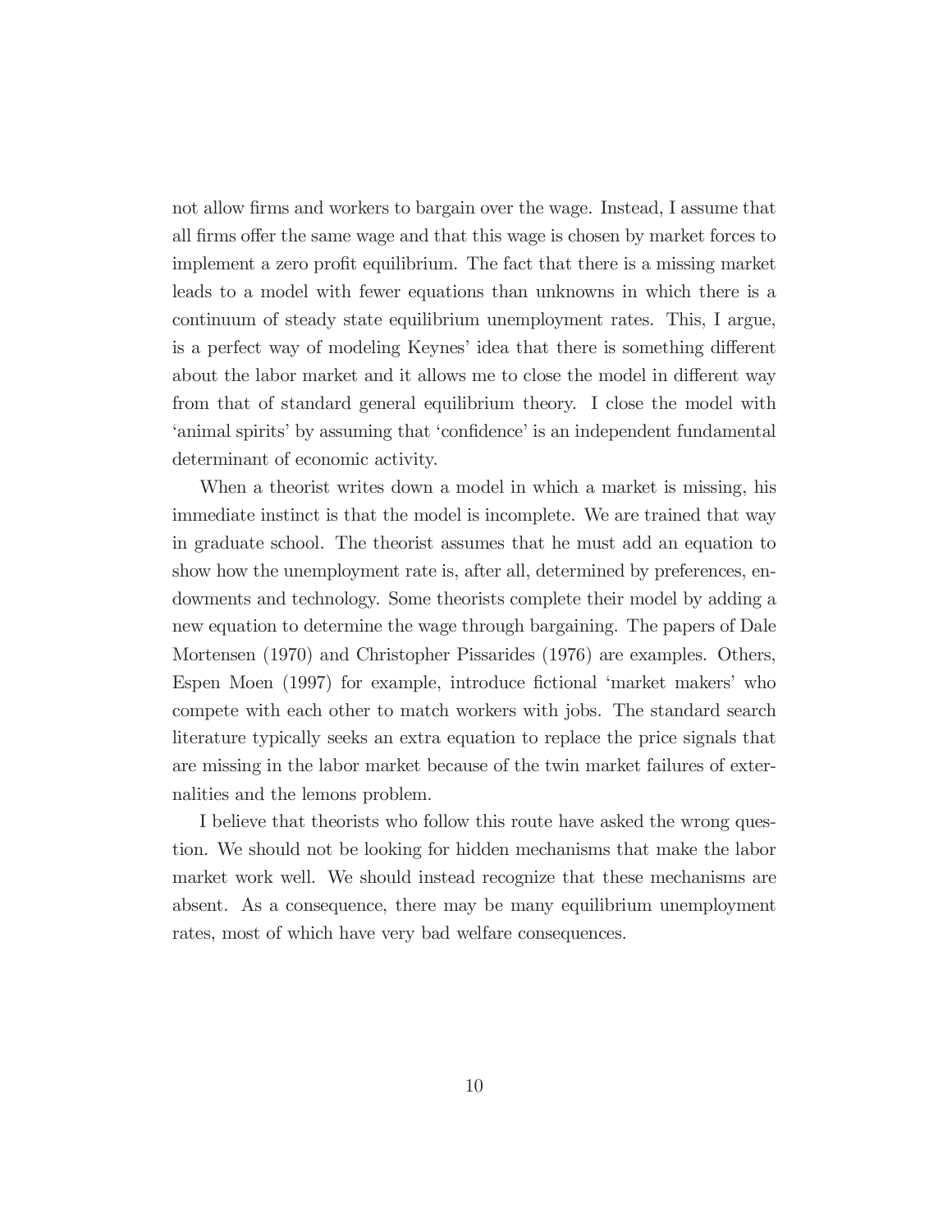not allow firms and workers to bargain over the wage. Instead, I assume that all firms offer the same wage and that this wage is chosen by market forces to implement a zero profit equilibrium. The fact that there is a missing market leads to a model with fewer equations than unknowns in which there is a continuum of steady state equilibrium unemployment rates. This, I argue, is a perfect way of modeling Keynes' idea that there is something different about the labor market and it allows me to close the model in different way from that of standard general equilibrium theory. I close the model with 'animal spirits' by assuming that 'confidence' is an independent fundamental determinant of economic activity.

When a theorist writes down a model in which a market is missing, his immediate instinct is that the model is incomplete. We are trained that way in graduate school. The theorist assumes that he must add an equation to show how the unemployment rate is, after all, determined by preferences, endowments and technology. Some theorists complete their model by adding a new equation to determine the wage through bargaining. The papers of Dale Mortensen (1970) and Christopher Pissarides (1976) are examples. Others, Espen Moen (1997) for example, introduce fictional 'market makers' who compete with each other to match workers with jobs. The standard search literature typically seeks an extra equation to replace the price signals that are missing in the labor market because of the twin market failures of externalities and the lemons problem.

I believe that theorists who follow this route have asked the wrong question. We should not be looking for hidden mechanisms that make the labor market work well. We should instead recognize that these mechanisms are absent. As a consequence, there may be many equilibrium unemployment rates, most of which have very bad welfare consequences.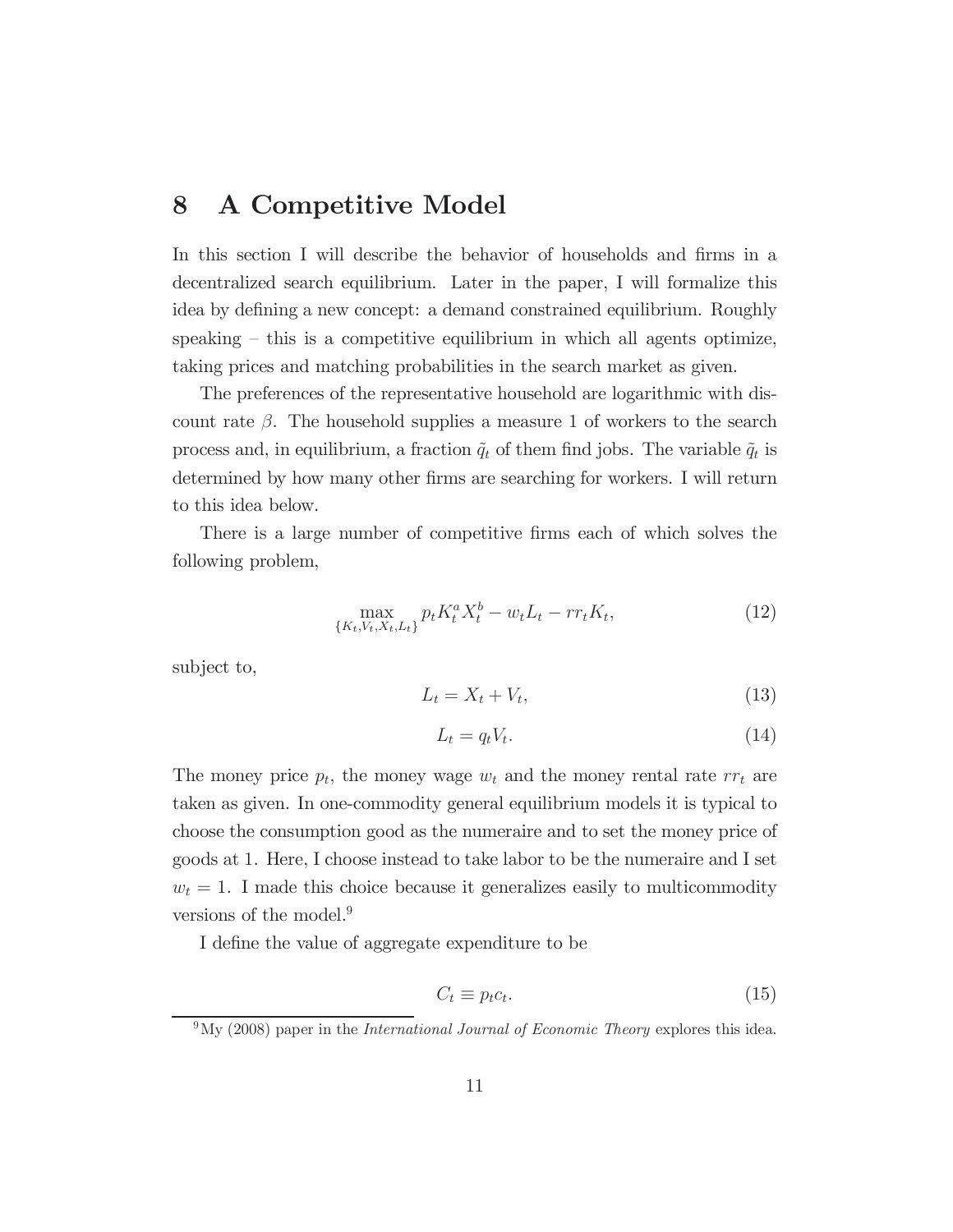## 8 A Competitive Model

In this section I will describe the behavior of households and firms in a decentralized search equilibrium. Later in the paper, I will formalize this idea by defining a new concept: a demand constrained equilibrium. Roughly speaking – this is a competitive equilibrium in which all agents optimize, taking prices and matching probabilities in the search market as given.

The preferences of the representative household are logarithmic with discount rate $\beta$. The household supplies a measure 1 of workers to the search process and, in equilibrium, a fraction $\tilde{q}_t$ of them find jobs. The variable $\tilde{q}_t$ is determined by how many other firms are searching for workers. I will return to this idea below.

There is a large number of competitive firms each of which solves the following problem,

$$\max_{\{K_t, V_t, X_t, L_t\}} p_t K_t^a X_t^b - w_t L_t - rr_t K_t, \tag{12}$$

subject to,

$$L_t = X_t + V_t, \tag{13}$$

$$L_t = q_t V_t. \tag{14}$$

The money price $p_t$, the money wage $w_t$ and the money rental rate $rr_t$ are taken as given. In one-commodity general equilibrium models it is typical to choose the consumption good as the numeraire and to set the money price of goods at 1. Here, I choose instead to take labor to be the numeraire and I set $w_t = 1$. I made this choice because it generalizes easily to multicommodity versions of the model.[9]

I define the value of aggregate expenditure to be

$$C_t \equiv p_t c_t. \tag{15}$$

[9] My (2008) paper in the *International Journal of Economic Theory* explores this idea.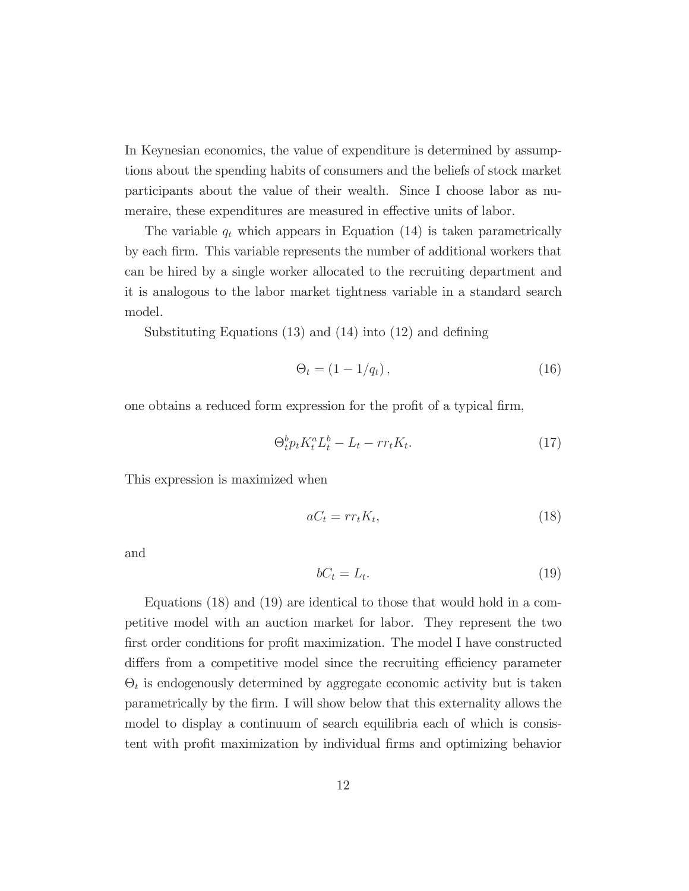In Keynesian economics, the value of expenditure is determined by assumptions about the spending habits of consumers and the beliefs of stock market participants about the value of their wealth. Since I choose labor as numeraire, these expenditures are measured in effective units of labor.

The variable $q_t$ which appears in Equation (14) is taken parametrically by each firm. This variable represents the number of additional workers that can be hired by a single worker allocated to the recruiting department and it is analogous to the labor market tightness variable in a standard search model.

Substituting Equations (13) and (14) into (12) and defining

$$\Theta_t = (1 - 1/q_t), \tag{16}$$

one obtains a reduced form expression for the profit of a typical firm,

$$\Theta_t^b p_t K_t^a L_t^b - L_t - rr_t K_t. \tag{17}$$

This expression is maximized when

$$aC_t = rr_t K_t, \tag{18}$$

and

$$bC_t = L_t. \tag{19}$$

Equations (18) and (19) are identical to those that would hold in a competitive model with an auction market for labor. They represent the two first order conditions for profit maximization. The model I have constructed differs from a competitive model since the recruiting efficiency parameter $\Theta_t$ is endogenously determined by aggregate economic activity but is taken parametrically by the firm. I will show below that this externality allows the model to display a continuum of search equilibria each of which is consistent with profit maximization by individual firms and optimizing behavior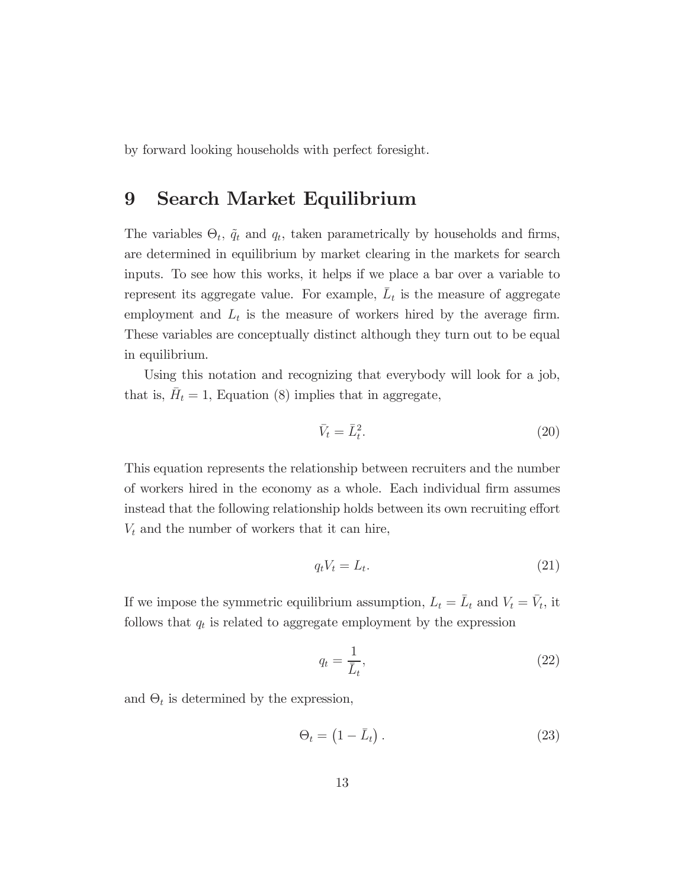by forward looking households with perfect foresight.

# 9 Search Market Equilibrium

The variables $\Theta_t$, $\tilde{q}_t$ and $q_t$, taken parametrically by households and firms, are determined in equilibrium by market clearing in the markets for search inputs. To see how this works, it helps if we place a bar over a variable to represent its aggregate value. For example, $\bar{L}_t$ is the measure of aggregate employment and $L_t$ is the measure of workers hired by the average firm. These variables are conceptually distinct although they turn out to be equal in equilibrium.

Using this notation and recognizing that everybody will look for a job, that is, $\bar{H}_t = 1$, Equation (8) implies that in aggregate,

$$\bar{V}_t = \bar{L}_t^2. \tag{20}$$

This equation represents the relationship between recruiters and the number of workers hired in the economy as a whole. Each individual firm assumes instead that the following relationship holds between its own recruiting effort $V_t$ and the number of workers that it can hire,

$$q_t V_t = L_t. \tag{21}$$

If we impose the symmetric equilibrium assumption, $L_t = \bar{L}_t$ and $V_t = \bar{V}_t$, it follows that $q_t$ is related to aggregate employment by the expression

$$q_t = \frac{1}{\bar{L}_t}, \tag{22}$$

and $\Theta_t$ is determined by the expression,

$$\Theta_t = \left(1 - \bar{L}_t\right). \tag{23}$$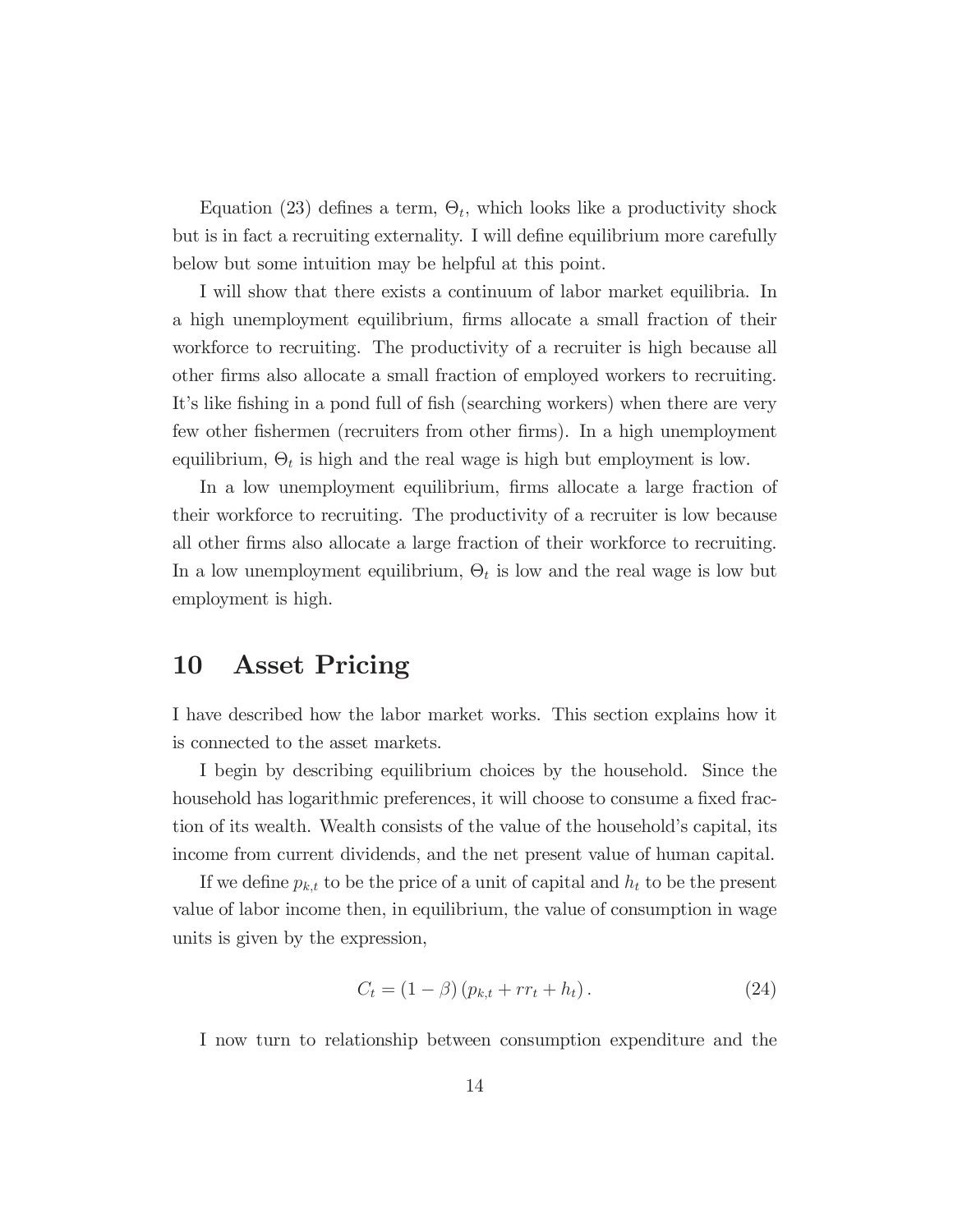Equation (23) defines a term, $\Theta_t$, which looks like a productivity shock but is in fact a recruiting externality. I will define equilibrium more carefully below but some intuition may be helpful at this point.

I will show that there exists a continuum of labor market equilibria. In a high unemployment equilibrium, firms allocate a small fraction of their workforce to recruiting. The productivity of a recruiter is high because all other firms also allocate a small fraction of employed workers to recruiting. It's like fishing in a pond full of fish (searching workers) when there are very few other fishermen (recruiters from other firms). In a high unemployment equilibrium, $\Theta_t$ is high and the real wage is high but employment is low.

In a low unemployment equilibrium, firms allocate a large fraction of their workforce to recruiting. The productivity of a recruiter is low because all other firms also allocate a large fraction of their workforce to recruiting. In a low unemployment equilibrium, $\Theta_t$ is low and the real wage is low but employment is high.

# 10 Asset Pricing

I have described how the labor market works. This section explains how it is connected to the asset markets.

I begin by describing equilibrium choices by the household. Since the household has logarithmic preferences, it will choose to consume a fixed fraction of its wealth. Wealth consists of the value of the household's capital, its income from current dividends, and the net present value of human capital.

If we define $p_{k,t}$ to be the price of a unit of capital and $h_t$ to be the present value of labor income then, in equilibrium, the value of consumption in wage units is given by the expression,

$$C_t = (1 - \beta)(p_{k,t} + rr_t + h_t). \tag{24}$$

I now turn to relationship between consumption expenditure and the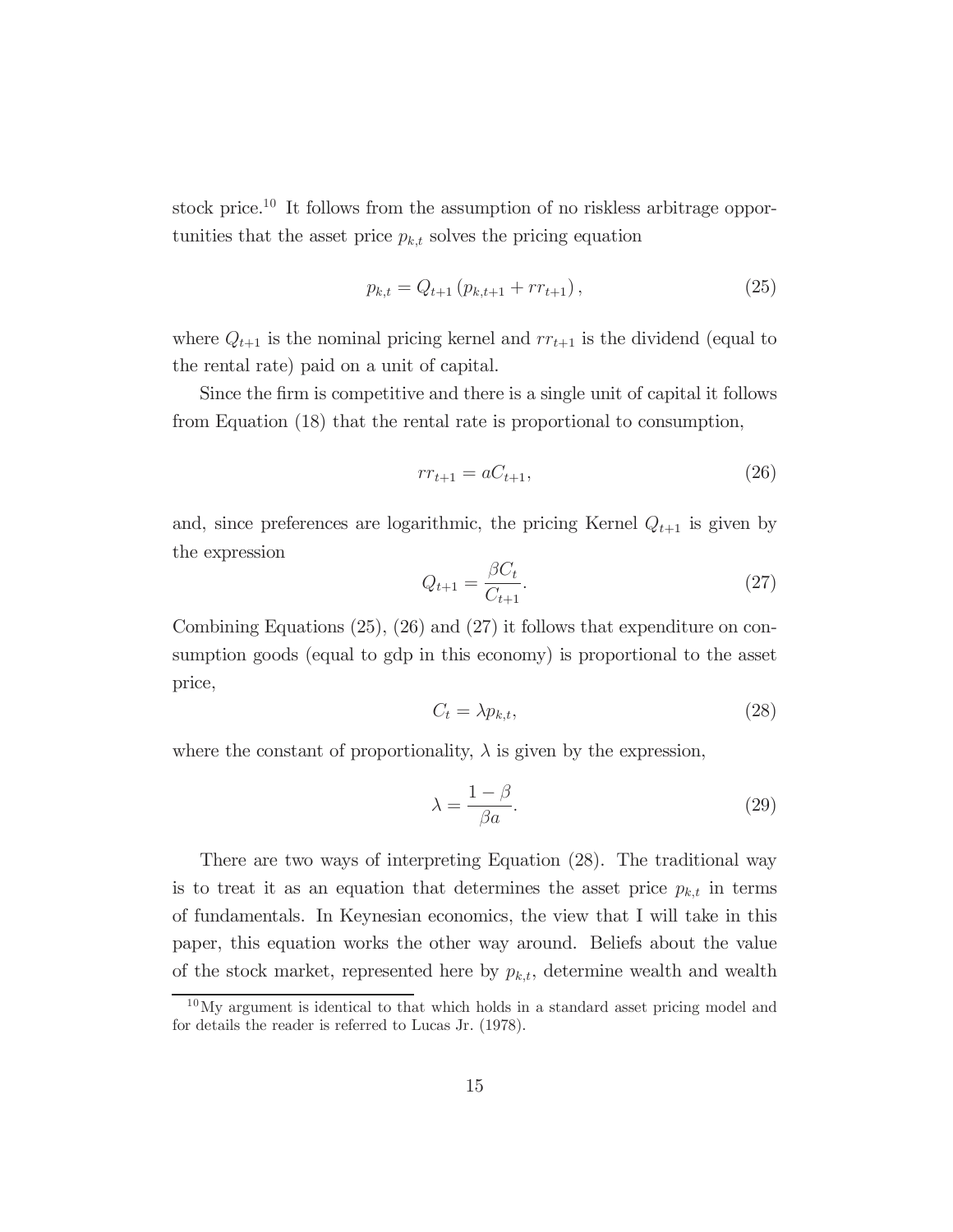stock price.[10] It follows from the assumption of no riskless arbitrage opportunities that the asset price $p_{k,t}$ solves the pricing equation

$$p_{k,t} = Q_{t+1} \left( p_{k,t+1} + rr_{t+1} \right), \tag{25}$$

where $Q_{t+1}$ is the nominal pricing kernel and $rr_{t+1}$ is the dividend (equal to the rental rate) paid on a unit of capital.

Since the firm is competitive and there is a single unit of capital it follows from Equation (18) that the rental rate is proportional to consumption,

$$rr_{t+1} = aC_{t+1}, \tag{26}$$

and, since preferences are logarithmic, the pricing Kernel $Q_{t+1}$ is given by the expression

$$Q_{t+1} = \frac{\beta C_t}{C_{t+1}}. \tag{27}$$

Combining Equations (25), (26) and (27) it follows that expenditure on consumption goods (equal to gdp in this economy) is proportional to the asset price,

$$C_t = \lambda p_{k,t}, \tag{28}$$

where the constant of proportionality, $\lambda$ is given by the expression,

$$\lambda = \frac{1-\beta}{\beta a}. \tag{29}$$

There are two ways of interpreting Equation (28). The traditional way is to treat it as an equation that determines the asset price $p_{k,t}$ in terms of fundamentals. In Keynesian economics, the view that I will take in this paper, this equation works the other way around. Beliefs about the value of the stock market, represented here by $p_{k,t}$, determine wealth and wealth

[10] My argument is identical to that which holds in a standard asset pricing model and for details the reader is referred to Lucas Jr. (1978).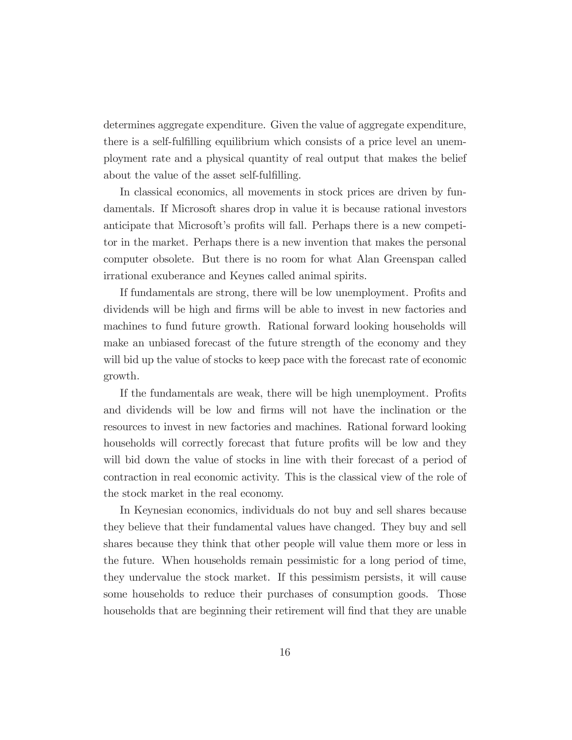determines aggregate expenditure. Given the value of aggregate expenditure, there is a self-fulfilling equilibrium which consists of a price level an unemployment rate and a physical quantity of real output that makes the belief about the value of the asset self-fulfilling.

In classical economics, all movements in stock prices are driven by fundamentals. If Microsoft shares drop in value it is because rational investors anticipate that Microsoft's profits will fall. Perhaps there is a new competitor in the market. Perhaps there is a new invention that makes the personal computer obsolete. But there is no room for what Alan Greenspan called irrational exuberance and Keynes called animal spirits.

If fundamentals are strong, there will be low unemployment. Profits and dividends will be high and firms will be able to invest in new factories and machines to fund future growth. Rational forward looking households will make an unbiased forecast of the future strength of the economy and they will bid up the value of stocks to keep pace with the forecast rate of economic growth.

If the fundamentals are weak, there will be high unemployment. Profits and dividends will be low and firms will not have the inclination or the resources to invest in new factories and machines. Rational forward looking households will correctly forecast that future profits will be low and they will bid down the value of stocks in line with their forecast of a period of contraction in real economic activity. This is the classical view of the role of the stock market in the real economy.

In Keynesian economics, individuals do not buy and sell shares because they believe that their fundamental values have changed. They buy and sell shares because they think that other people will value them more or less in the future. When households remain pessimistic for a long period of time, they undervalue the stock market. If this pessimism persists, it will cause some households to reduce their purchases of consumption goods. Those households that are beginning their retirement will find that they are unable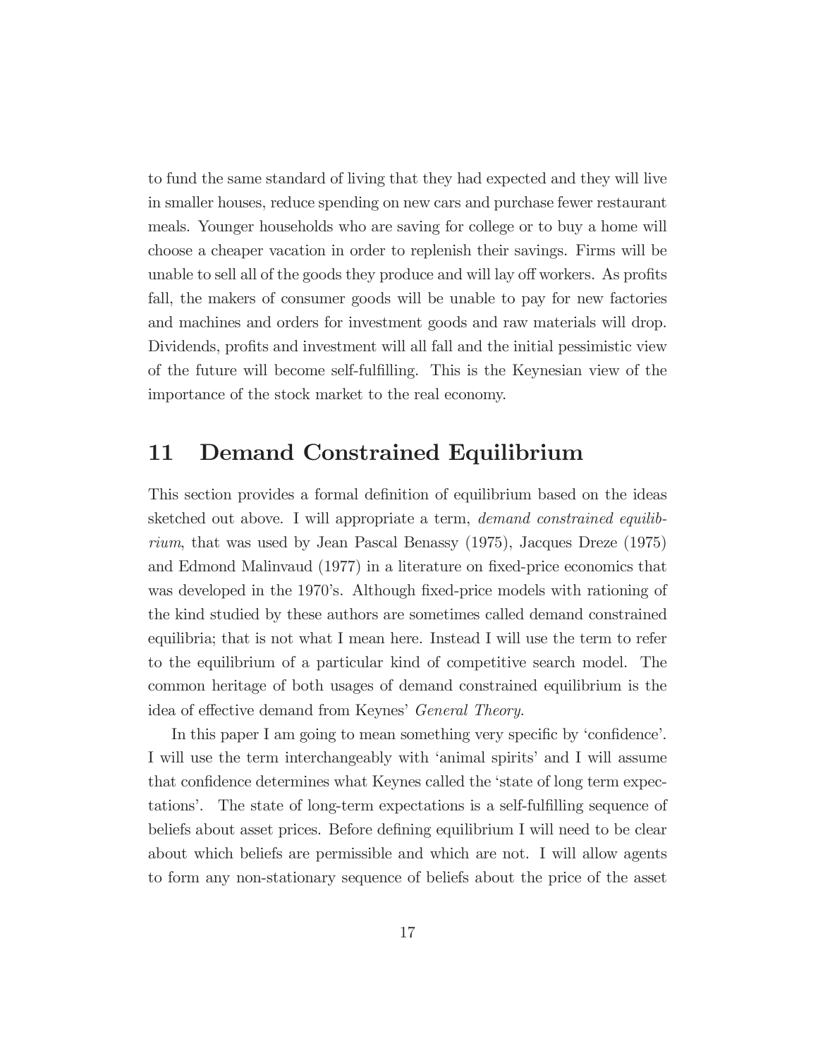to fund the same standard of living that they had expected and they will live in smaller houses, reduce spending on new cars and purchase fewer restaurant meals. Younger households who are saving for college or to buy a home will choose a cheaper vacation in order to replenish their savings. Firms will be unable to sell all of the goods they produce and will lay off workers. As profits fall, the makers of consumer goods will be unable to pay for new factories and machines and orders for investment goods and raw materials will drop. Dividends, profits and investment will all fall and the initial pessimistic view of the future will become self-fulfilling. This is the Keynesian view of the importance of the stock market to the real economy.

# 11 Demand Constrained Equilibrium

This section provides a formal definition of equilibrium based on the ideas sketched out above. I will appropriate a term, *demand constrained equilibrium*, that was used by Jean Pascal Benassy (1975), Jacques Dreze (1975) and Edmond Malinvaud (1977) in a literature on fixed-price economics that was developed in the 1970's. Although fixed-price models with rationing of the kind studied by these authors are sometimes called demand constrained equilibria; that is not what I mean here. Instead I will use the term to refer to the equilibrium of a particular kind of competitive search model. The common heritage of both usages of demand constrained equilibrium is the idea of effective demand from Keynes' *General Theory*.

In this paper I am going to mean something very specific by 'confidence'. I will use the term interchangeably with 'animal spirits' and I will assume that confidence determines what Keynes called the 'state of long term expectations'. The state of long-term expectations is a self-fulfilling sequence of beliefs about asset prices. Before defining equilibrium I will need to be clear about which beliefs are permissible and which are not. I will allow agents to form any non-stationary sequence of beliefs about the price of the asset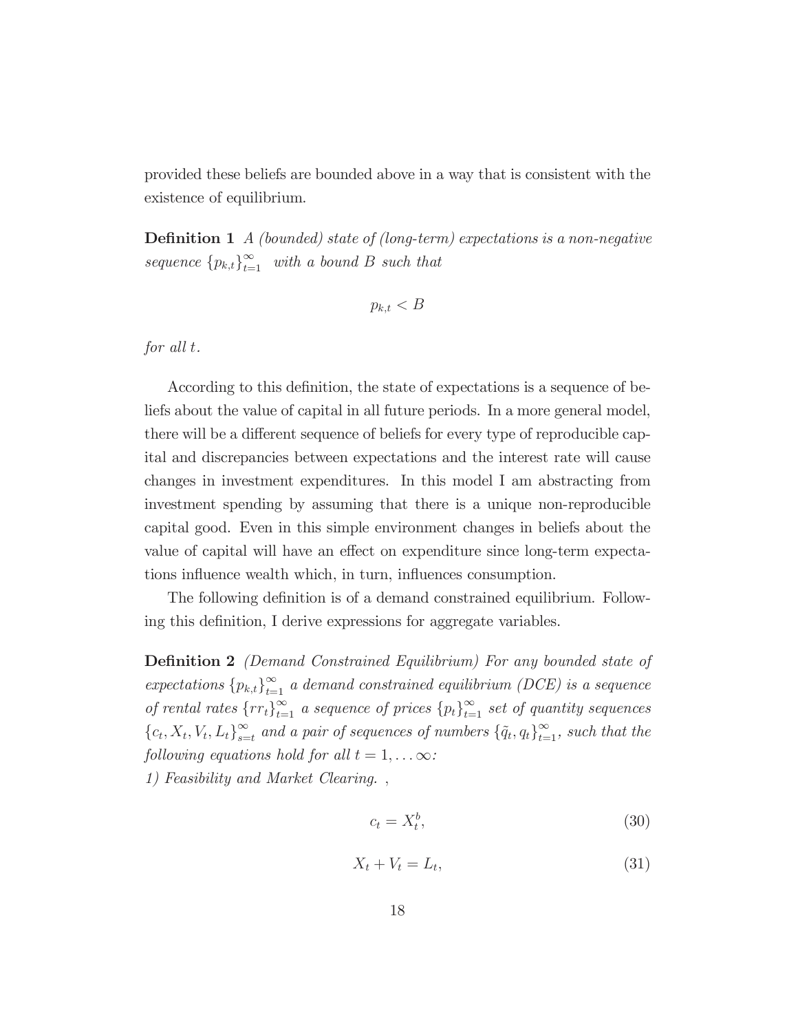provided these beliefs are bounded above in a way that is consistent with the existence of equilibrium.

**Definition 1** *A (bounded) state of (long-term) expectations is a non-negative sequence* $\{p_{k,t}\}_{t=1}^{\infty}$ *with a bound* $B$ *such that*

$$p_{k,t} < B$$

*for all* $t$.

According to this definition, the state of expectations is a sequence of beliefs about the value of capital in all future periods. In a more general model, there will be a different sequence of beliefs for every type of reproducible capital and discrepancies between expectations and the interest rate will cause changes in investment expenditures. In this model I am abstracting from investment spending by assuming that there is a unique non-reproducible capital good. Even in this simple environment changes in beliefs about the value of capital will have an effect on expenditure since long-term expectations influence wealth which, in turn, influences consumption.

The following definition is of a demand constrained equilibrium. Following this definition, I derive expressions for aggregate variables.

**Definition 2** *(Demand Constrained Equilibrium) For any bounded state of expectations* $\{p_{k,t}\}_{t=1}^{\infty}$ *a demand constrained equilibrium (DCE) is a sequence of rental rates* $\{rr_t\}_{t=1}^{\infty}$ *a sequence of prices* $\{p_t\}_{t=1}^{\infty}$ *set of quantity sequences* $\{c_t, X_t, V_t, L_t\}_{s=t}^{\infty}$ *and a pair of sequences of numbers* $\{\tilde{q}_t, q_t\}_{t=1}^{\infty}$*, such that the following equations hold for all* $t = 1, \ldots \infty$*:*
*1) Feasibility and Market Clearing. ,*

$$c_t = X_t^b, \tag{30}$$

$$X_t + V_t = L_t, \tag{31}$$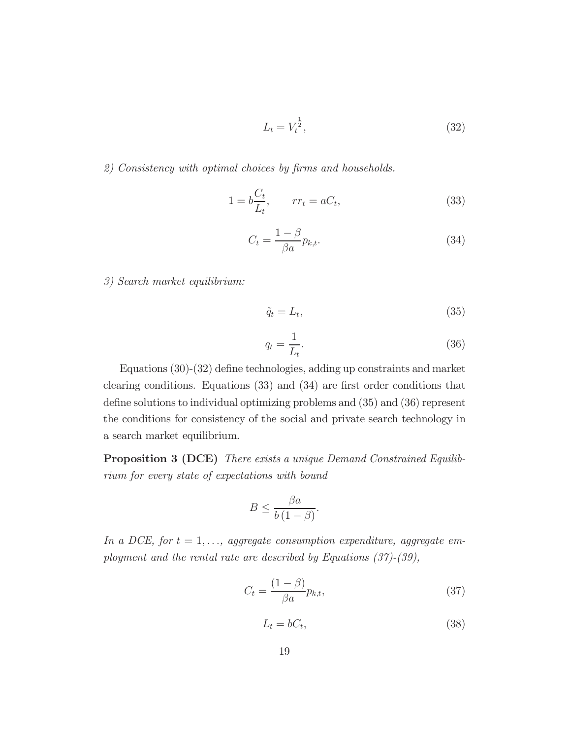$$L_t = V_t^{\frac{1}{2}}, \tag{32}$$

*2) Consistency with optimal choices by firms and households.*

$$1 = b\frac{C_t}{L_t}, \qquad rr_t = aC_t, \tag{33}$$

$$C_t = \frac{1-\beta}{\beta a} p_{k,t}. \tag{34}$$

*3) Search market equilibrium:*

$$\tilde{q}_t = L_t, \tag{35}$$

$$q_t = \frac{1}{L_t}. \tag{36}$$

Equations (30)-(32) define technologies, adding up constraints and market clearing conditions. Equations (33) and (34) are first order conditions that define solutions to individual optimizing problems and (35) and (36) represent the conditions for consistency of the social and private search technology in a search market equilibrium.

**Proposition 3 (DCE)** *There exists a unique Demand Constrained Equilibrium for every state of expectations with bound*

$$B \leq \frac{\beta a}{b(1-\beta)}.$$

*In a DCE, for $t = 1, \ldots,$ aggregate consumption expenditure, aggregate employment and the rental rate are described by Equations (37)-(39),*

$$C_t = \frac{(1-\beta)}{\beta a} p_{k,t}, \tag{37}$$

$$L_t = bC_t, \tag{38}$$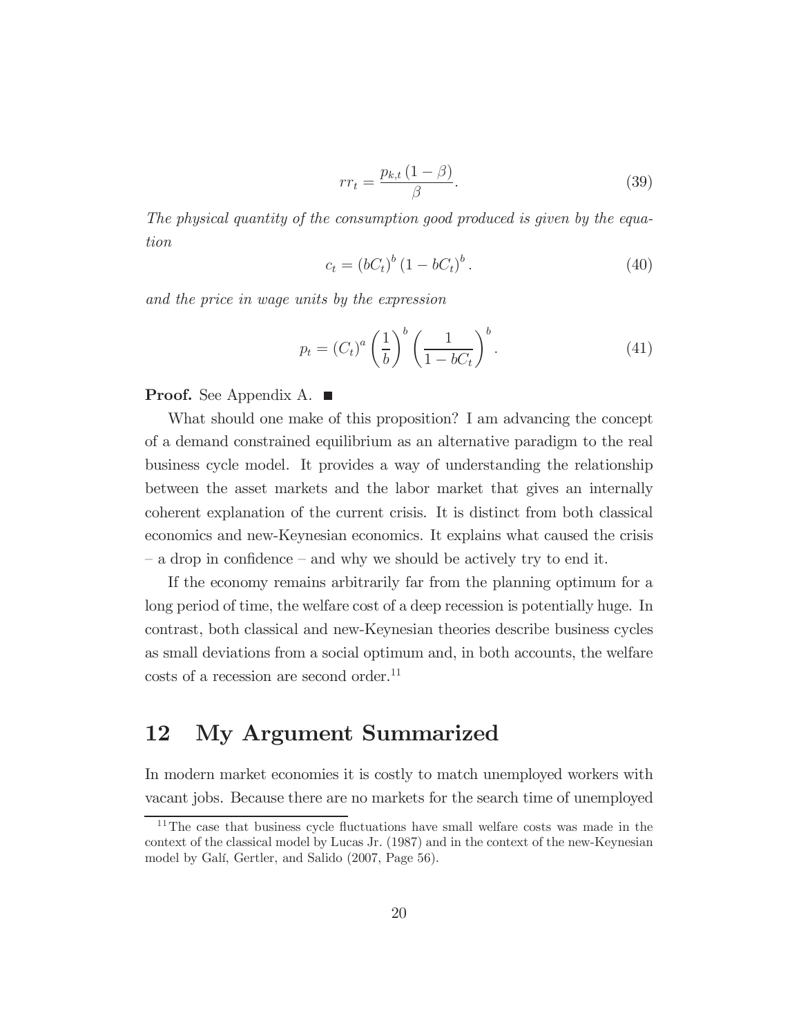$$rr_t = \frac{p_{k,t}(1-\beta)}{\beta}. \tag{39}$$

*The physical quantity of the consumption good produced is given by the equation*

$$c_t = (bC_t)^b (1 - bC_t)^b. \tag{40}$$

*and the price in wage units by the expression*

$$p_t = (C_t)^a \left(\frac{1}{b}\right)^b \left(\frac{1}{1 - bC_t}\right)^b. \tag{41}$$

**Proof.** See Appendix A. ■

What should one make of this proposition? I am advancing the concept of a demand constrained equilibrium as an alternative paradigm to the real business cycle model. It provides a way of understanding the relationship between the asset markets and the labor market that gives an internally coherent explanation of the current crisis. It is distinct from both classical economics and new-Keynesian economics. It explains what caused the crisis – a drop in confidence – and why we should be actively try to end it.

If the economy remains arbitrarily far from the planning optimum for a long period of time, the welfare cost of a deep recession is potentially huge. In contrast, both classical and new-Keynesian theories describe business cycles as small deviations from a social optimum and, in both accounts, the welfare costs of a recession are second order.[11]

## 12 My Argument Summarized

In modern market economies it is costly to match unemployed workers with vacant jobs. Because there are no markets for the search time of unemployed

[11] The case that business cycle fluctuations have small welfare costs was made in the context of the classical model by Lucas Jr. (1987) and in the context of the new-Keynesian model by Galí, Gertler, and Salido (2007, Page 56).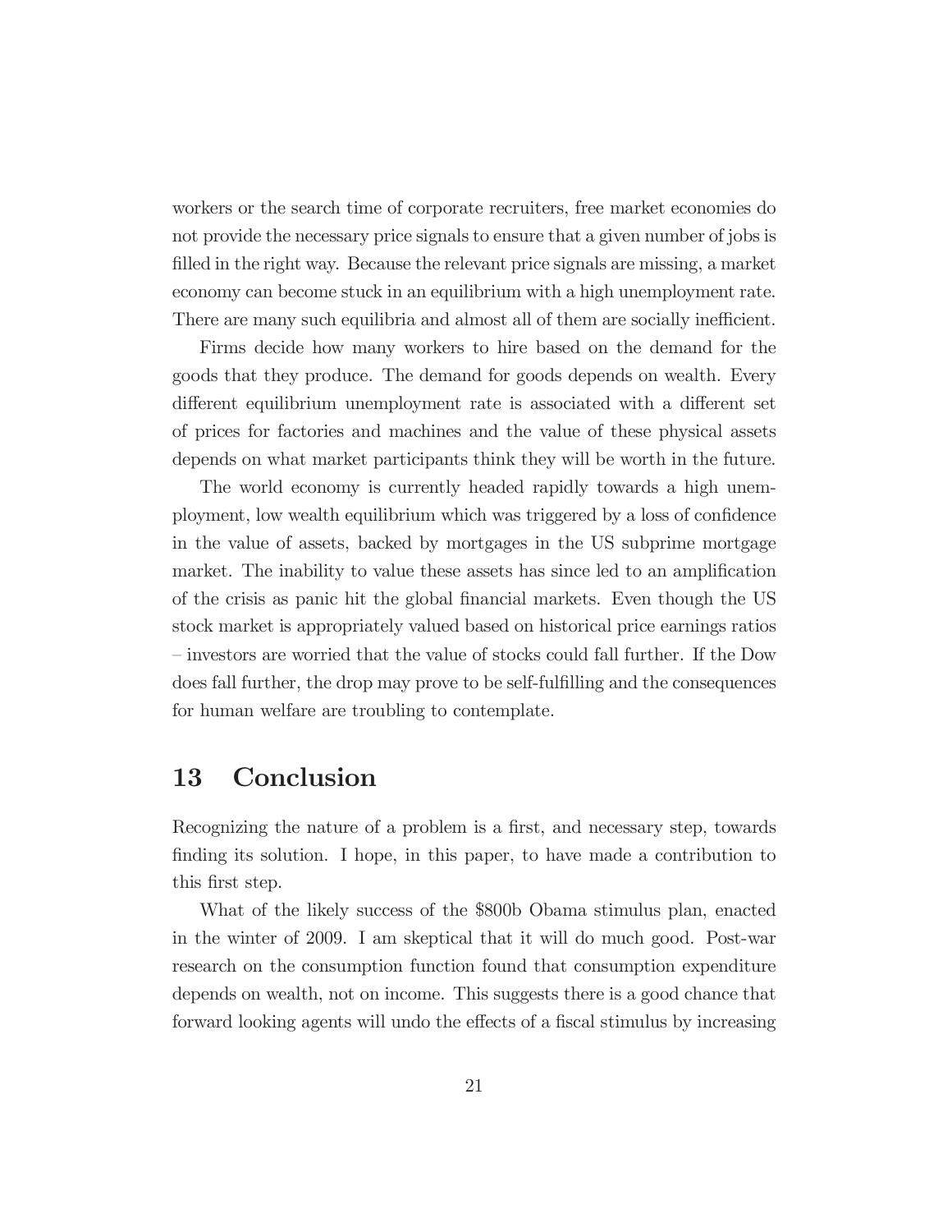workers or the search time of corporate recruiters, free market economies do not provide the necessary price signals to ensure that a given number of jobs is filled in the right way. Because the relevant price signals are missing, a market economy can become stuck in an equilibrium with a high unemployment rate. There are many such equilibria and almost all of them are socially inefficient.

Firms decide how many workers to hire based on the demand for the goods that they produce. The demand for goods depends on wealth. Every different equilibrium unemployment rate is associated with a different set of prices for factories and machines and the value of these physical assets depends on what market participants think they will be worth in the future.

The world economy is currently headed rapidly towards a high unemployment, low wealth equilibrium which was triggered by a loss of confidence in the value of assets, backed by mortgages in the US subprime mortgage market. The inability to value these assets has since led to an amplification of the crisis as panic hit the global financial markets. Even though the US stock market is appropriately valued based on historical price earnings ratios – investors are worried that the value of stocks could fall further. If the Dow does fall further, the drop may prove to be self-fulfilling and the consequences for human welfare are troubling to contemplate.

## 13 Conclusion

Recognizing the nature of a problem is a first, and necessary step, towards finding its solution. I hope, in this paper, to have made a contribution to this first step.

What of the likely success of the $800b Obama stimulus plan, enacted in the winter of 2009. I am skeptical that it will do much good. Post-war research on the consumption function found that consumption expenditure depends on wealth, not on income. This suggests there is a good chance that forward looking agents will undo the effects of a fiscal stimulus by increasing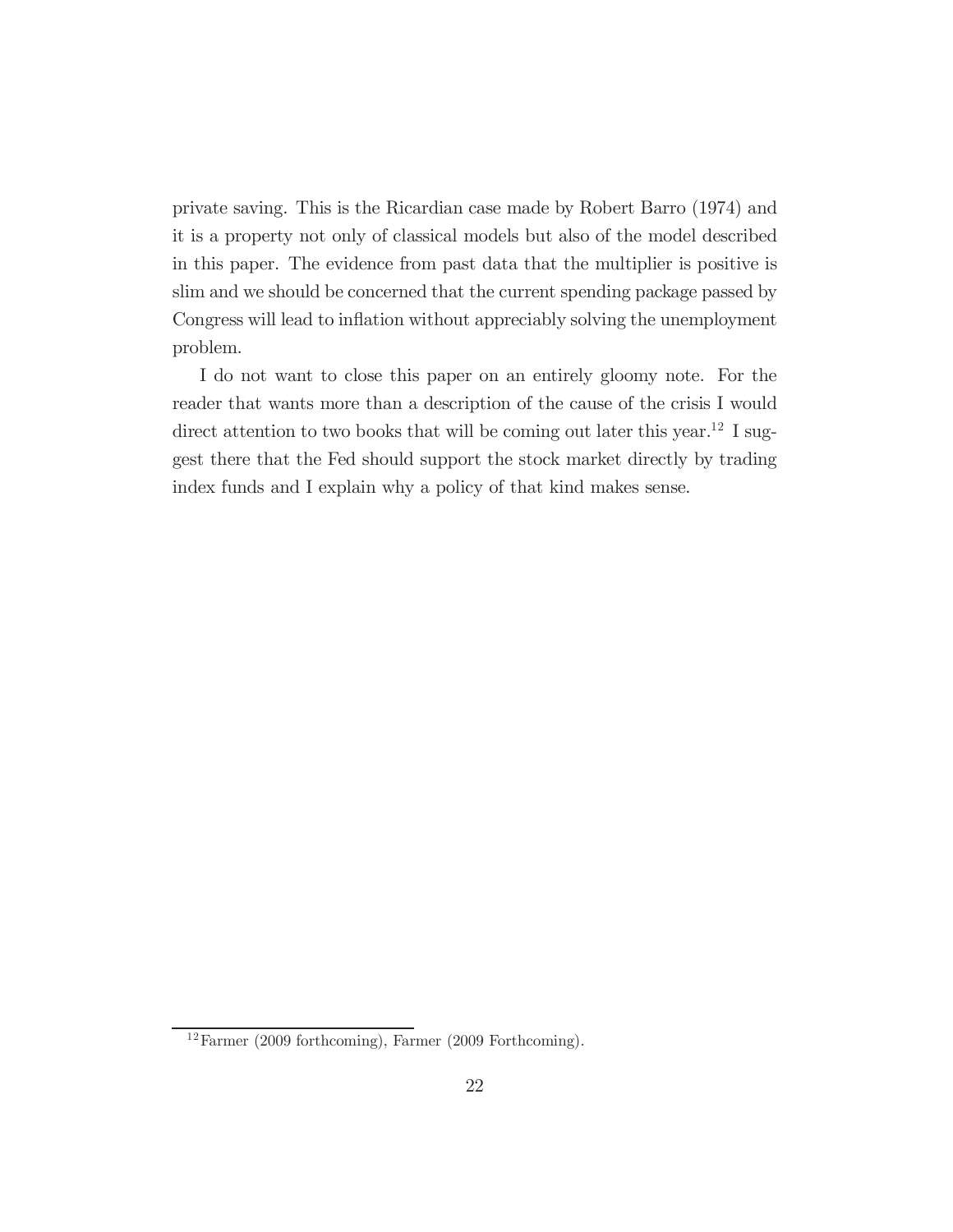private saving. This is the Ricardian case made by Robert Barro (1974) and it is a property not only of classical models but also of the model described in this paper. The evidence from past data that the multiplier is positive is slim and we should be concerned that the current spending package passed by Congress will lead to inflation without appreciably solving the unemployment problem.

I do not want to close this paper on an entirely gloomy note. For the reader that wants more than a description of the cause of the crisis I would direct attention to two books that will be coming out later this year.[12] I suggest there that the Fed should support the stock market directly by trading index funds and I explain why a policy of that kind makes sense.

[12] Farmer (2009 forthcoming), Farmer (2009 Forthcoming).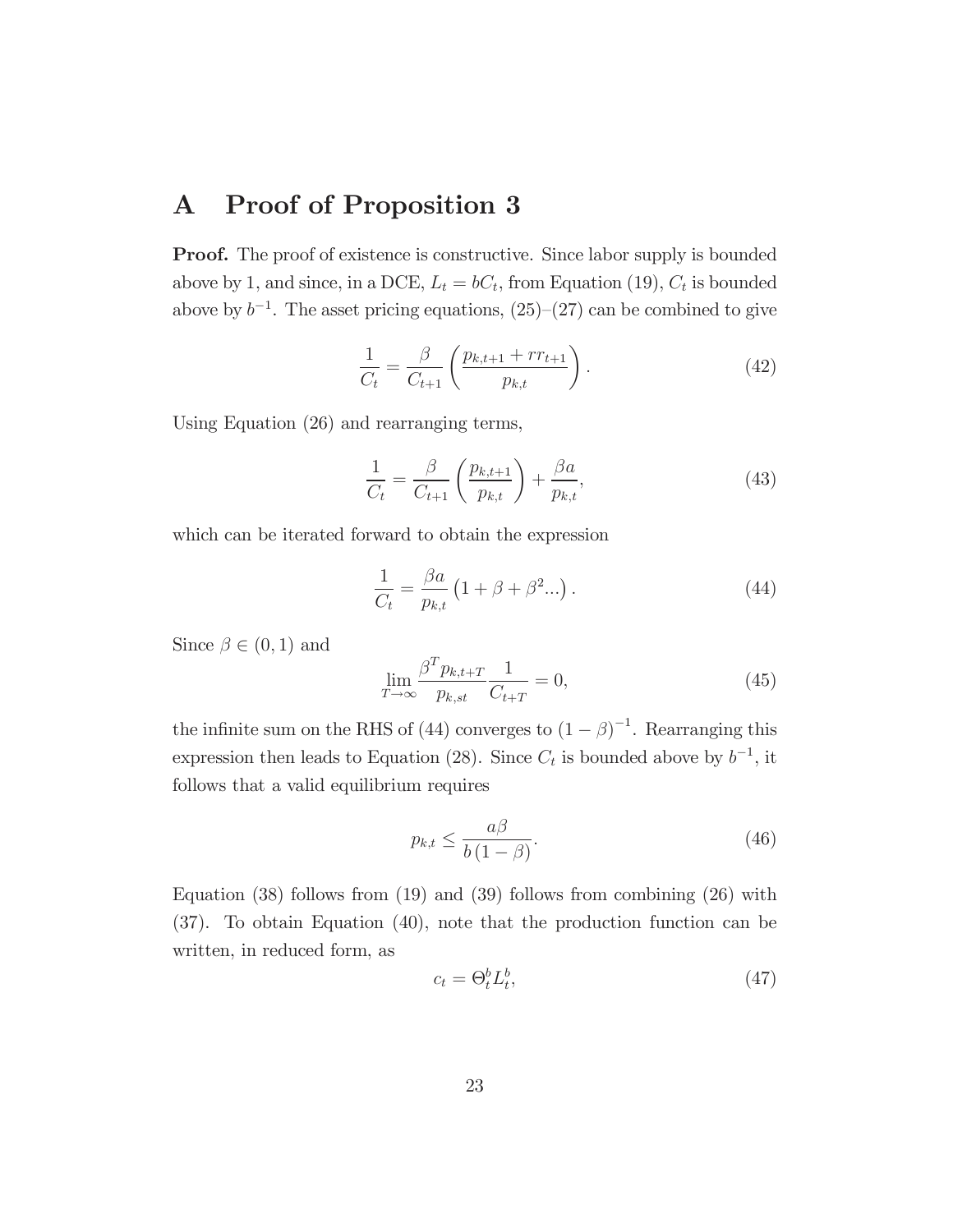# A Proof of Proposition 3

**Proof.** The proof of existence is constructive. Since labor supply is bounded above by 1, and since, in a DCE, $L_t = bC_t$, from Equation (19), $C_t$ is bounded above by $b^{-1}$. The asset pricing equations, (25)–(27) can be combined to give

$$\frac{1}{C_t} = \frac{\beta}{C_{t+1}} \left( \frac{p_{k,t+1} + rr_{t+1}}{p_{k,t}} \right). \tag{42}$$

Using Equation (26) and rearranging terms,

$$\frac{1}{C_t} = \frac{\beta}{C_{t+1}} \left( \frac{p_{k,t+1}}{p_{k,t}} \right) + \frac{\beta a}{p_{k,t}}, \tag{43}$$

which can be iterated forward to obtain the expression

$$\frac{1}{C_t} = \frac{\beta a}{p_{k,t}} \left( 1 + \beta + \beta^2 ... \right). \tag{44}$$

Since $\beta \in (0, 1)$ and

$$\lim_{T \to \infty} \frac{\beta^T p_{k,t+T}}{p_{k,st}} \frac{1}{C_{t+T}} = 0, \tag{45}$$

the infinite sum on the RHS of (44) converges to $(1 - \beta)^{-1}$. Rearranging this expression then leads to Equation (28). Since $C_t$ is bounded above by $b^{-1}$, it follows that a valid equilibrium requires

$$p_{k,t} \leq \frac{a\beta}{b(1 - \beta)}. \tag{46}$$

Equation (38) follows from (19) and (39) follows from combining (26) with (37). To obtain Equation (40), note that the production function can be written, in reduced form, as

$$c_t = \Theta_t^b L_t^b, \tag{47}$$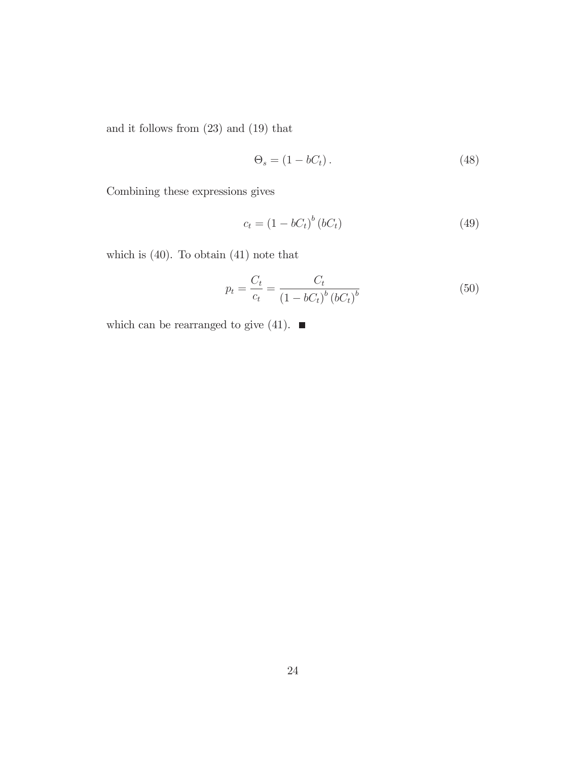and it follows from (23) and (19) that

$$\Theta_s = (1 - bC_t)\,. \tag{48}$$

Combining these expressions gives

$$c_t = (1 - bC_t)^b\,(bC_t) \tag{49}$$

which is (40). To obtain (41) note that

$$p_t = \frac{C_t}{c_t} = \frac{C_t}{(1 - bC_t)^b\,(bC_t)^b} \tag{50}$$

which can be rearranged to give (41). ■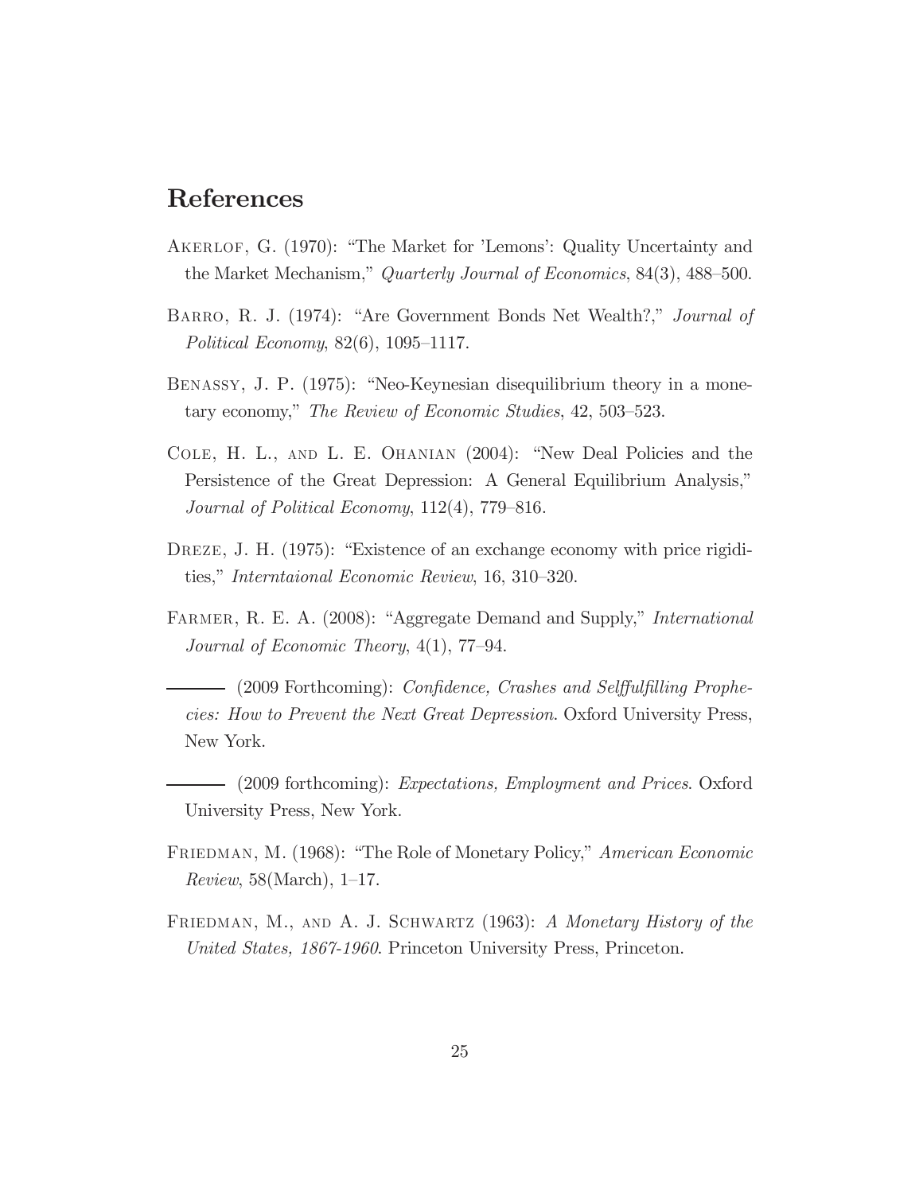## References

Akerlof, G. (1970): "The Market for 'Lemons': Quality Uncertainty and the Market Mechanism," *Quarterly Journal of Economics*, 84(3), 488–500.

Barro, R. J. (1974): "Are Government Bonds Net Wealth?," *Journal of Political Economy*, 82(6), 1095–1117.

Benassy, J. P. (1975): "Neo-Keynesian disequilibrium theory in a monetary economy," *The Review of Economic Studies*, 42, 503–523.

Cole, H. L., and L. E. Ohanian (2004): "New Deal Policies and the Persistence of the Great Depression: A General Equilibrium Analysis," *Journal of Political Economy*, 112(4), 779–816.

Dreze, J. H. (1975): "Existence of an exchange economy with price rigidities," *Interntaional Economic Review*, 16, 310–320.

Farmer, R. E. A. (2008): "Aggregate Demand and Supply," *International Journal of Economic Theory*, 4(1), 77–94.

——— (2009 Forthcoming): *Confidence, Crashes and Selffulfilling Prophecies: How to Prevent the Next Great Depression*. Oxford University Press, New York.

——— (2009 forthcoming): *Expectations, Employment and Prices*. Oxford University Press, New York.

Friedman, M. (1968): "The Role of Monetary Policy," *American Economic Review*, 58(March), 1–17.

Friedman, M., and A. J. Schwartz (1963): *A Monetary History of the United States, 1867-1960*. Princeton University Press, Princeton.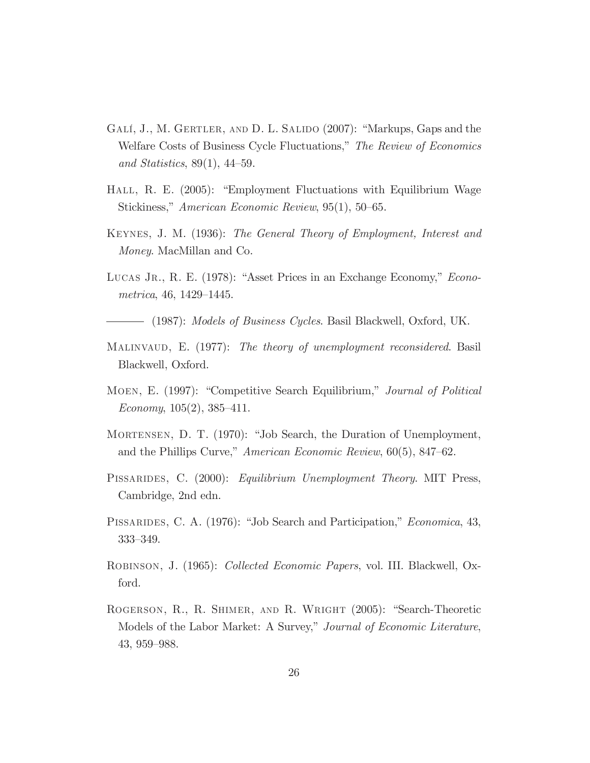Galí, J., M. Gertler, and D. L. Salido (2007): "Markups, Gaps and the Welfare Costs of Business Cycle Fluctuations," *The Review of Economics and Statistics*, 89(1), 44–59.

Hall, R. E. (2005): "Employment Fluctuations with Equilibrium Wage Stickiness," *American Economic Review*, 95(1), 50–65.

Keynes, J. M. (1936): *The General Theory of Employment, Interest and Money*. MacMillan and Co.

Lucas Jr., R. E. (1978): "Asset Prices in an Exchange Economy," *Econometrica*, 46, 1429–1445.

——— (1987): *Models of Business Cycles*. Basil Blackwell, Oxford, UK.

Malinvaud, E. (1977): *The theory of unemployment reconsidered*. Basil Blackwell, Oxford.

Moen, E. (1997): "Competitive Search Equilibrium," *Journal of Political Economy*, 105(2), 385–411.

Mortensen, D. T. (1970): "Job Search, the Duration of Unemployment, and the Phillips Curve," *American Economic Review*, 60(5), 847–62.

Pissarides, C. (2000): *Equilibrium Unemployment Theory*. MIT Press, Cambridge, 2nd edn.

Pissarides, C. A. (1976): "Job Search and Participation," *Economica*, 43, 333–349.

Robinson, J. (1965): *Collected Economic Papers*, vol. III. Blackwell, Oxford.

Rogerson, R., R. Shimer, and R. Wright (2005): "Search-Theoretic Models of the Labor Market: A Survey," *Journal of Economic Literature*, 43, 959–988.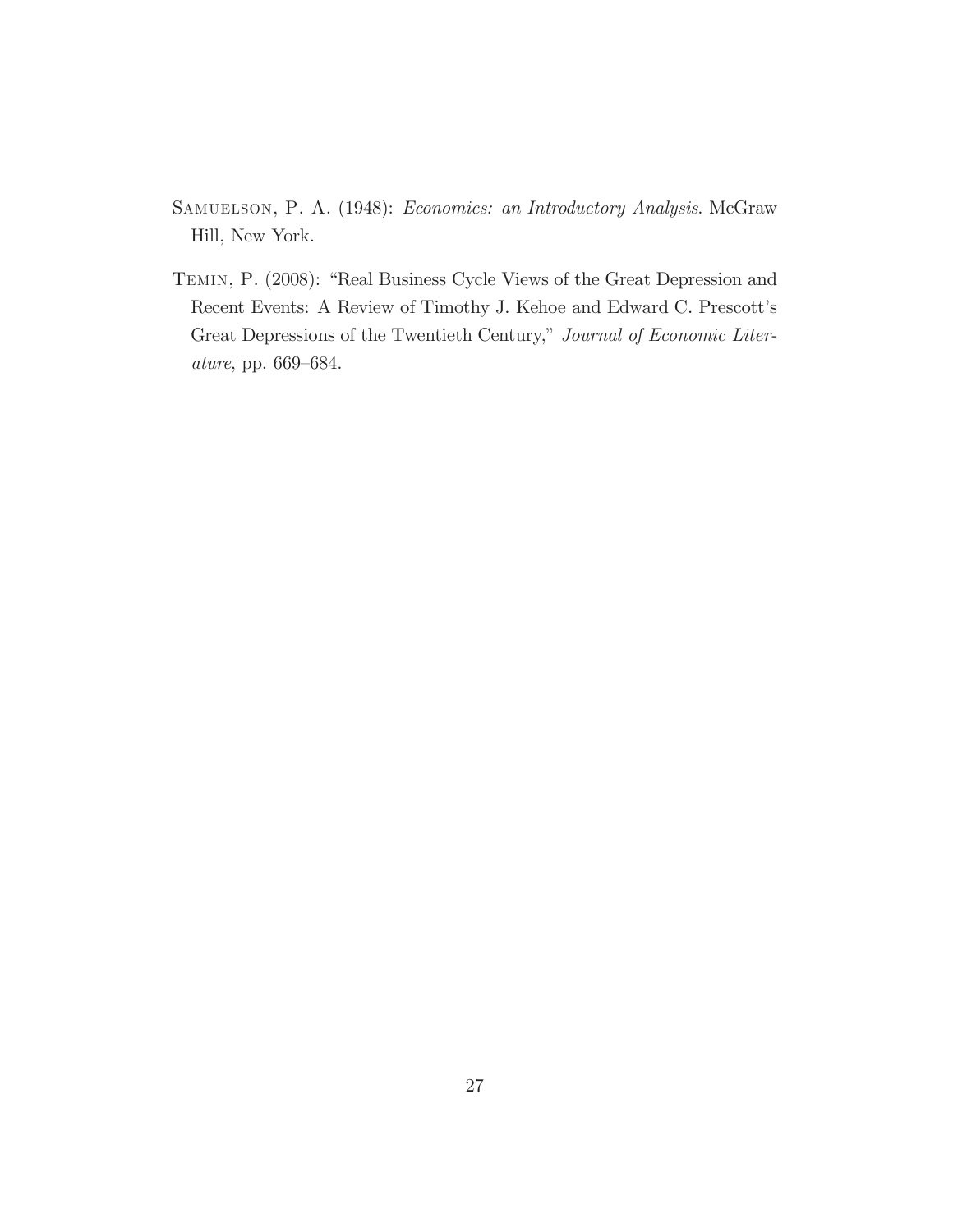Samuelson, P. A. (1948): *Economics: an Introductory Analysis*. McGraw Hill, New York.

Temin, P. (2008): "Real Business Cycle Views of the Great Depression and Recent Events: A Review of Timothy J. Kehoe and Edward C. Prescott's Great Depressions of the Twentieth Century," *Journal of Economic Literature*, pp. 669–684.